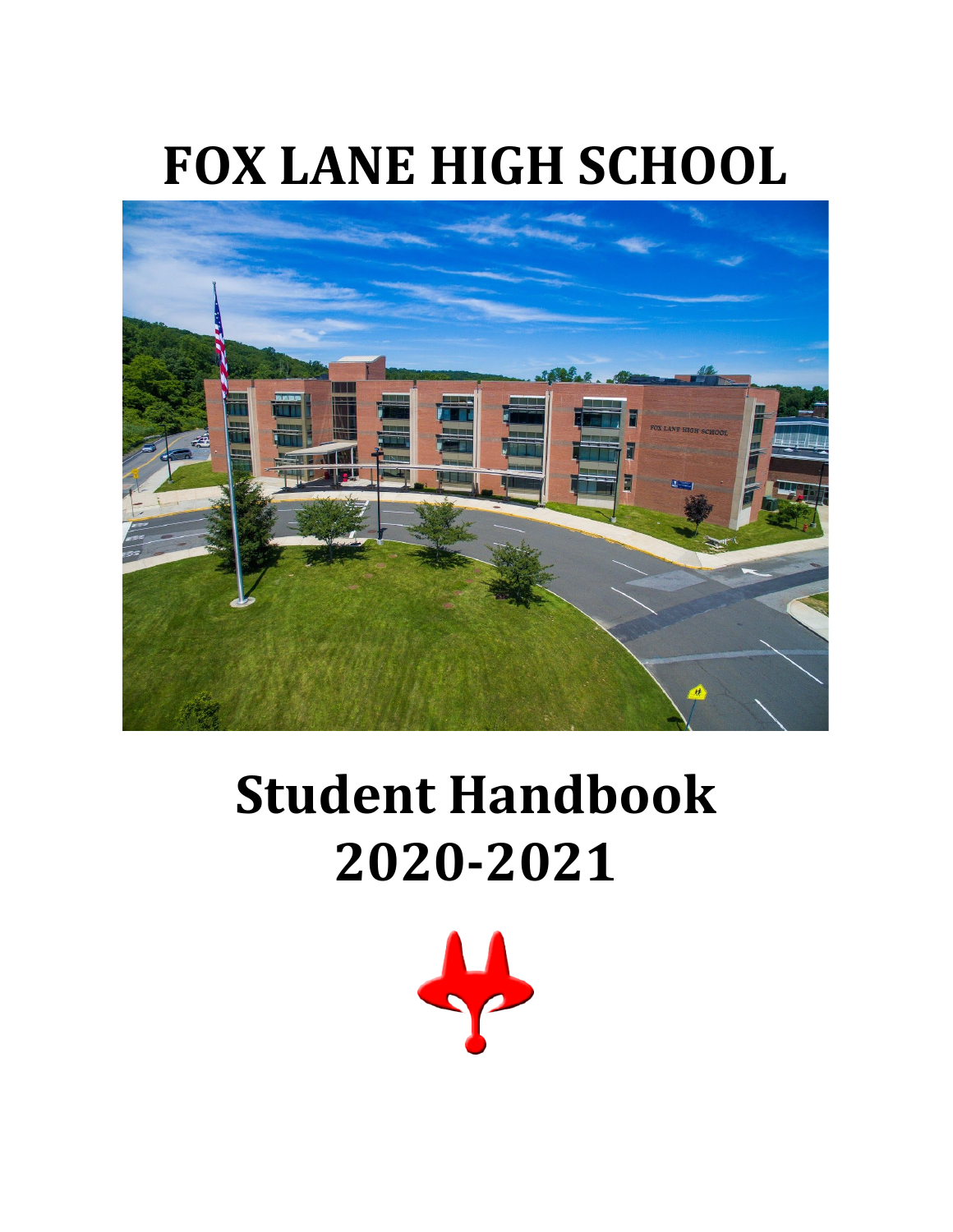# FOX LANE HIGH SCHOOL

# Student Handbook 2020-2021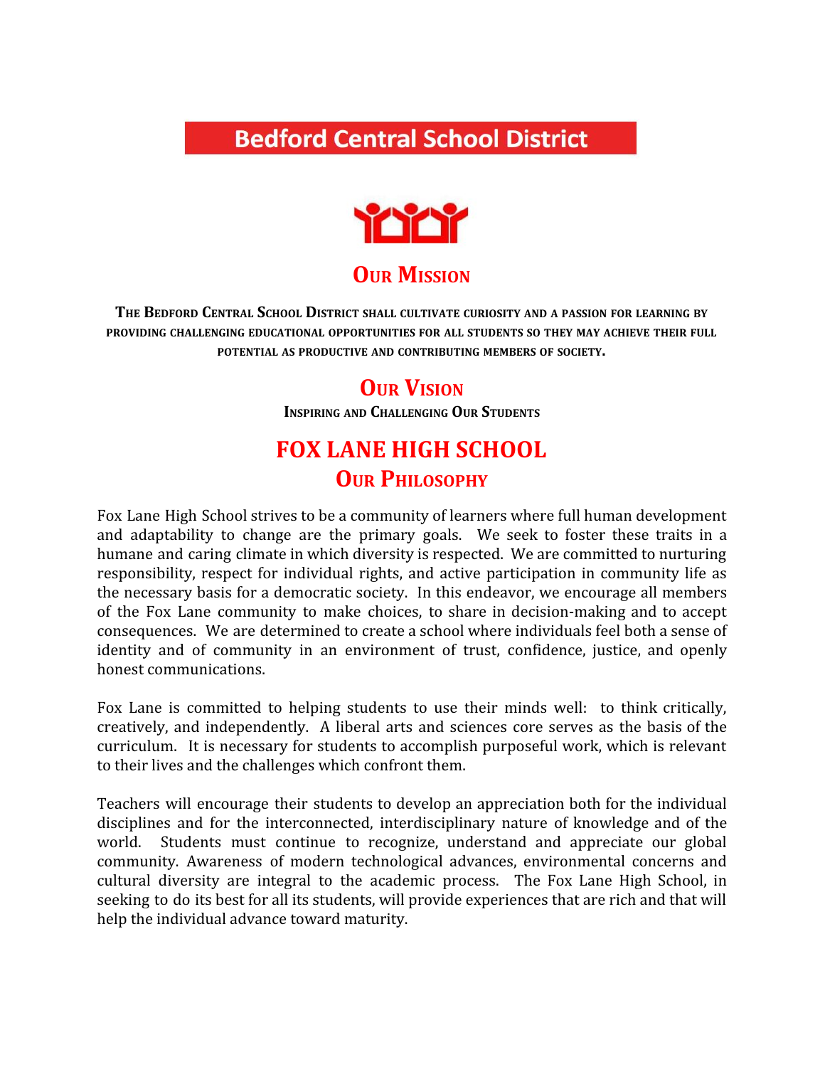# Bedford Central School District

## Our Mission

The Bedford Central School District shall cultivate curiosity and a passion for learning by providing challenging educational opportunities for all students so they may achieve their full potential as productive and contributing members of society.

## Our Vision

Inspiring and Challenging Our Students

# FOX LANE HIGH SCHOOL

## Our Philosophy

Fox Lane High School strives to be a community of learners where full human development and adaptability to change are the primary goals. We seek to foster these traits in a humane and caring climate in which diversity is respected. We are committed to nurturing responsibility, respect for individual rights, and active participation in community life as the necessary basis for a democratic society. In this endeavor, we encourage all members of the Fox Lane community to make choices, to share in decision-making and to accept consequences. We are determined to create a school where individuals feel both a sense of identity and of community in an environment of trust, confidence, justice, and openly honest communications.

Fox Lane is committed to helping students to use their minds well: to think critically, creatively, and independently. A liberal arts and sciences core serves as the basis of the curriculum. It is necessary for students to accomplish purposeful work, which is relevant to their lives and the challenges which confront them.

Teachers will encourage their students to develop an appreciation both for the individual disciplines and for the interconnected, interdisciplinary nature of knowledge and of the world. Students must continue to recognize, understand and appreciate our global community. Awareness of modern technological advances, environmental concerns and cultural diversity are integral to the academic process. The Fox Lane High School, in seeking to do its best for all its students, will provide experiences that are rich and that will help the individual advance toward maturity.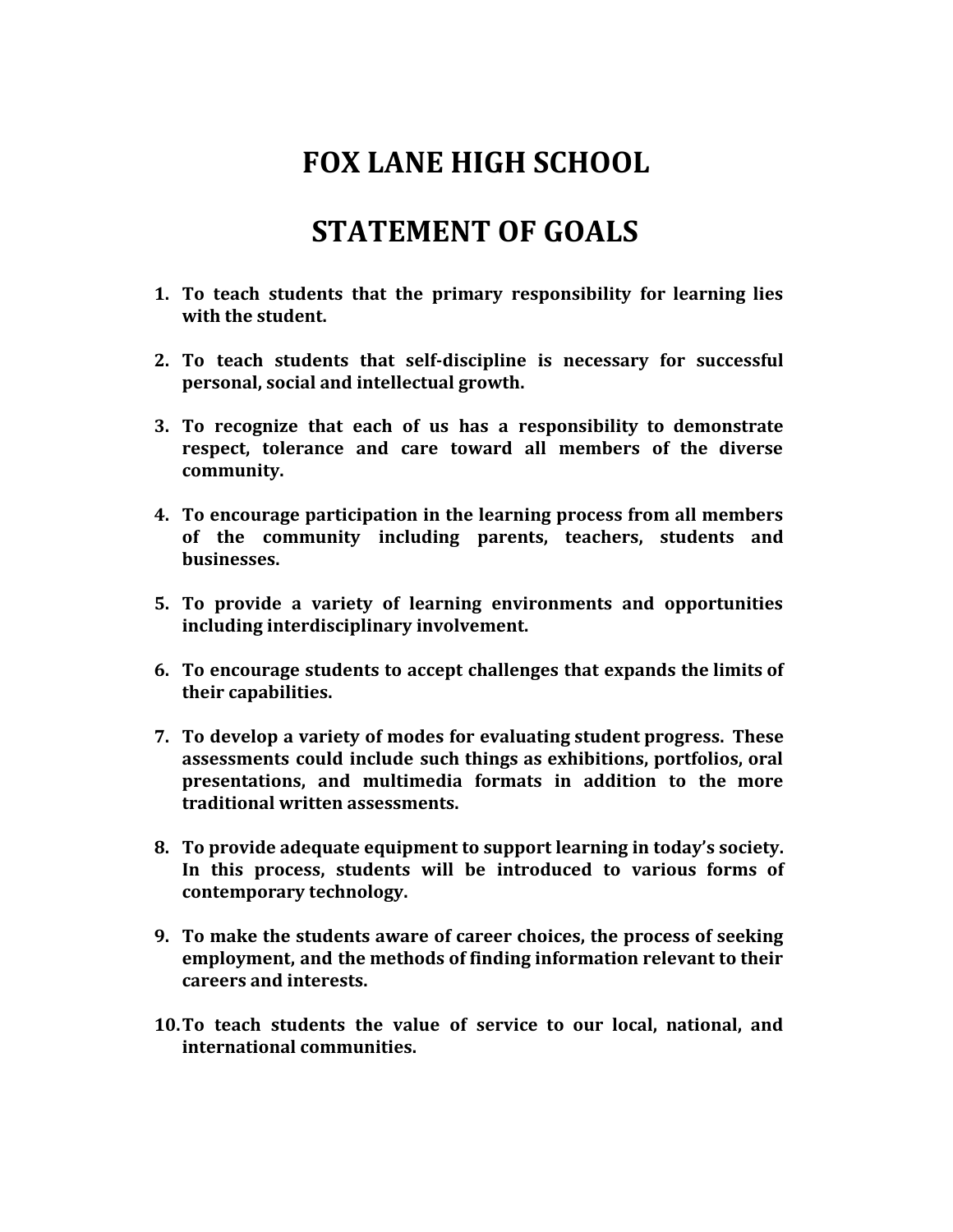# FOX LANE HIGH SCHOOL

# STATEMENT OF GOALS

1. **To teach students that the primary responsibility for learning lies with the student.**

2. **To teach students that self-discipline is necessary for successful personal, social and intellectual growth.**

3. **To recognize that each of us has a responsibility to demonstrate respect, tolerance and care toward all members of the diverse community.**

4. **To encourage participation in the learning process from all members of the community including parents, teachers, students and businesses.**

5. **To provide a variety of learning environments and opportunities including interdisciplinary involvement.**

6. **To encourage students to accept challenges that expands the limits of their capabilities.**

7. **To develop a variety of modes for evaluating student progress. These assessments could include such things as exhibitions, portfolios, oral presentations, and multimedia formats in addition to the more traditional written assessments.**

8. **To provide adequate equipment to support learning in today's society. In this process, students will be introduced to various forms of contemporary technology.**

9. **To make the students aware of career choices, the process of seeking employment, and the methods of finding information relevant to their careers and interests.**

10. **To teach students the value of service to our local, national, and international communities.**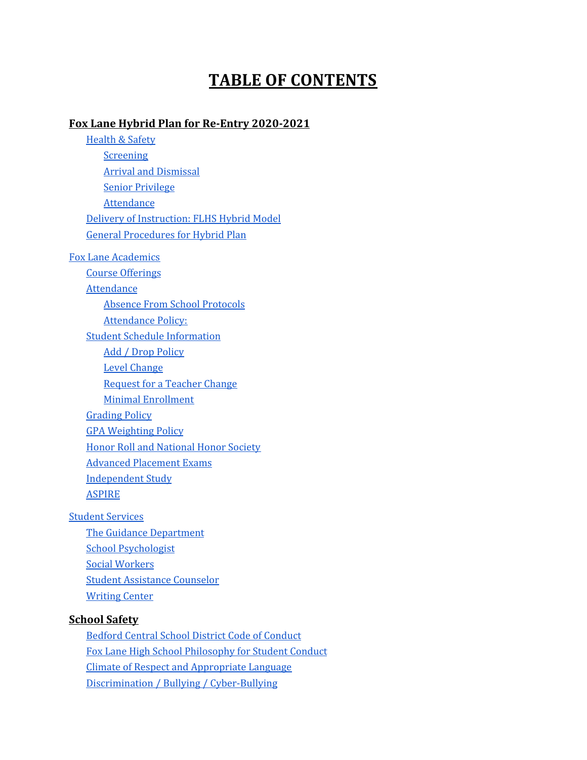# TABLE OF CONTENTS

**Fox Lane Hybrid Plan for Re-Entry 2020-2021**

- Health & Safety
  - Screening
  - Arrival and Dismissal
  - Senior Privilege
  - Attendance
- Delivery of Instruction: FLHS Hybrid Model
- General Procedures for Hybrid Plan

Fox Lane Academics

- Course Offerings
- Attendance
  - Absence From School Protocols
  - Attendance Policy:
- Student Schedule Information
  - Add / Drop Policy
  - Level Change
  - Request for a Teacher Change
  - Minimal Enrollment
- Grading Policy
- GPA Weighting Policy
- Honor Roll and National Honor Society
- Advanced Placement Exams
- Independent Study
- ASPIRE

Student Services

- The Guidance Department
- School Psychologist
- Social Workers
- Student Assistance Counselor
- Writing Center

**School Safety**

- Bedford Central School District Code of Conduct
- Fox Lane High School Philosophy for Student Conduct
- Climate of Respect and Appropriate Language
- Discrimination / Bullying / Cyber-Bullying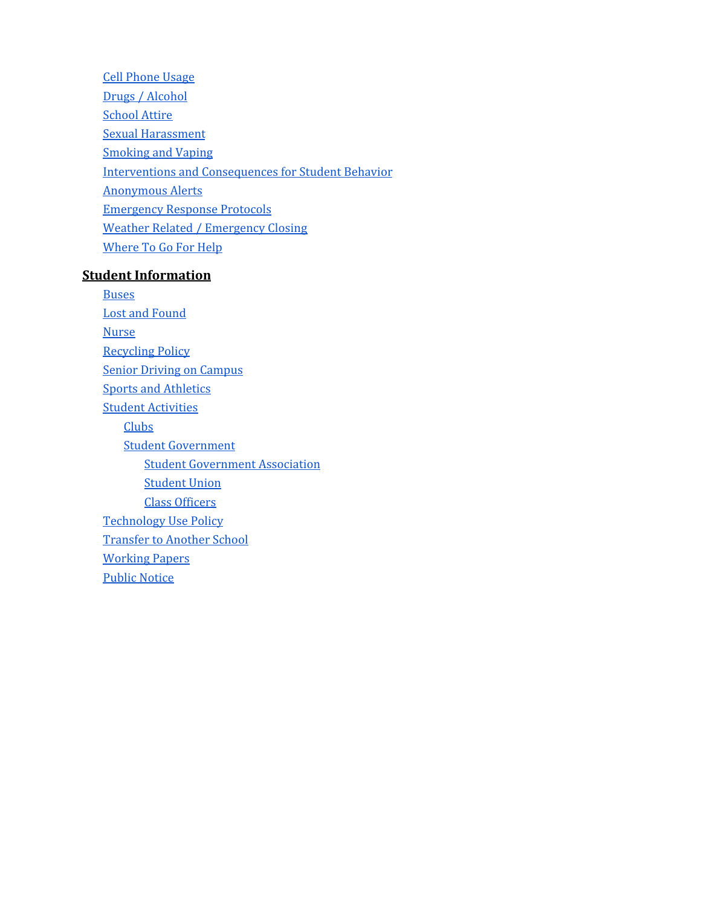- Cell Phone Usage
- Drugs / Alcohol
- School Attire
- Sexual Harassment
- Smoking and Vaping
- Interventions and Consequences for Student Behavior
- Anonymous Alerts
- Emergency Response Protocols
- Weather Related / Emergency Closing
- Where To Go For Help

**Student Information**

- Buses
- Lost and Found
- Nurse
- Recycling Policy
- Senior Driving on Campus
- Sports and Athletics
- Student Activities
  - Clubs
  - Student Government
    - Student Government Association
    - Student Union
    - Class Officers
- Technology Use Policy
- Transfer to Another School
- Working Papers
- Public Notice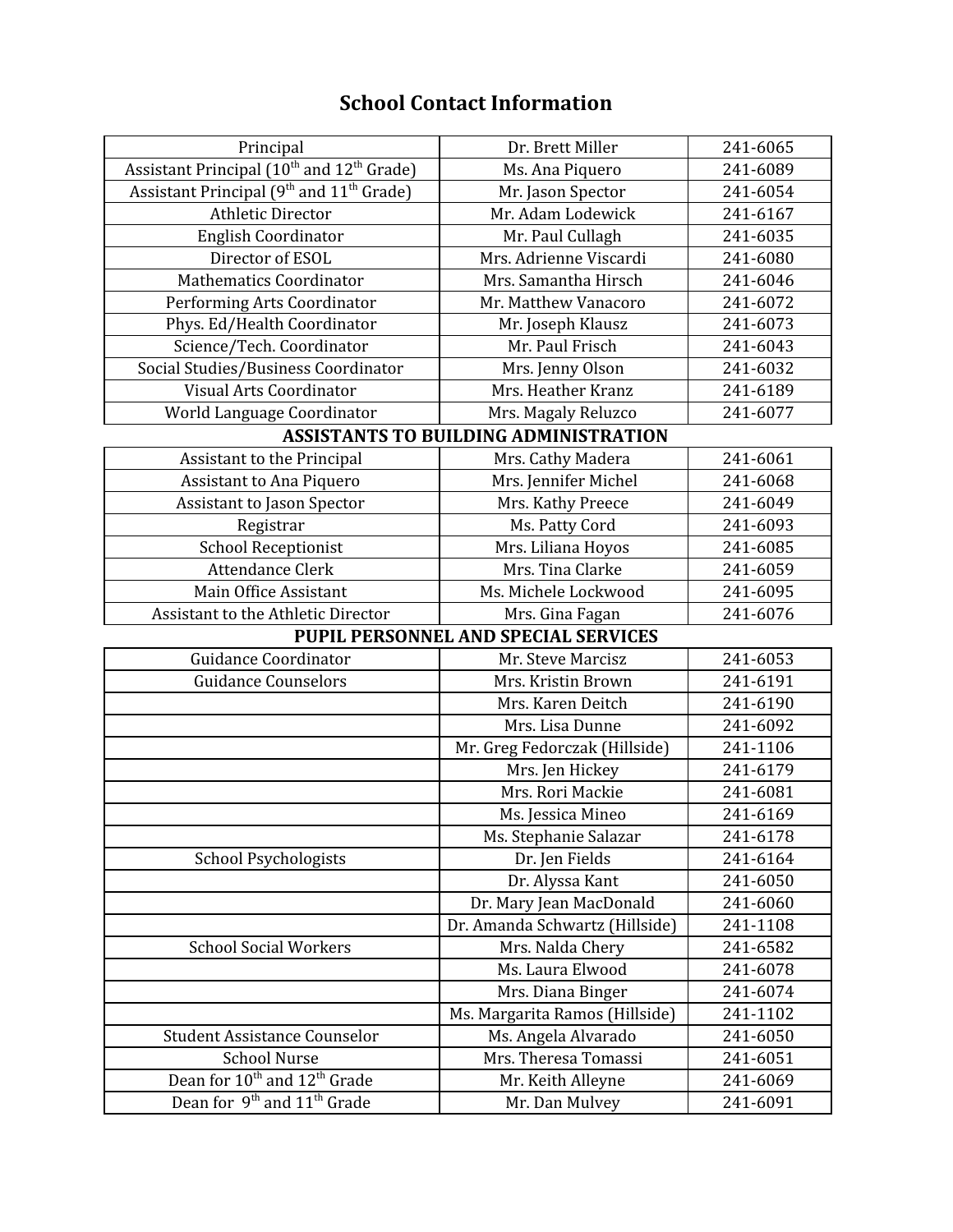# School Contact Information

| | | |
|---|---|---|
| Principal | Dr. Brett Miller | 241-6065 |
| Assistant Principal (10th and 12th Grade) | Ms. Ana Piquero | 241-6089 |
| Assistant Principal (9th and 11th Grade) | Mr. Jason Spector | 241-6054 |
| Athletic Director | Mr. Adam Lodewick | 241-6167 |
| English Coordinator | Mr. Paul Cullagh | 241-6035 |
| Director of ESOL | Mrs. Adrienne Viscardi | 241-6080 |
| Mathematics Coordinator | Mrs. Samantha Hirsch | 241-6046 |
| Performing Arts Coordinator | Mr. Matthew Vanacoro | 241-6072 |
| Phys. Ed/Health Coordinator | Mr. Joseph Klausz | 241-6073 |
| Science/Tech. Coordinator | Mr. Paul Frisch | 241-6043 |
| Social Studies/Business Coordinator | Mrs. Jenny Olson | 241-6032 |
| Visual Arts Coordinator | Mrs. Heather Kranz | 241-6189 |
| World Language Coordinator | Mrs. Magaly Reluzco | 241-6077 |
| **ASSISTANTS TO BUILDING ADMINISTRATION** | | |
| Assistant to the Principal | Mrs. Cathy Madera | 241-6061 |
| Assistant to Ana Piquero | Mrs. Jennifer Michel | 241-6068 |
| Assistant to Jason Spector | Mrs. Kathy Preece | 241-6049 |
| Registrar | Ms. Patty Cord | 241-6093 |
| School Receptionist | Mrs. Liliana Hoyos | 241-6085 |
| Attendance Clerk | Mrs. Tina Clarke | 241-6059 |
| Main Office Assistant | Ms. Michele Lockwood | 241-6095 |
| Assistant to the Athletic Director | Mrs. Gina Fagan | 241-6076 |
| **PUPIL PERSONNEL AND SPECIAL SERVICES** | | |
| Guidance Coordinator | Mr. Steve Marcisz | 241-6053 |
| Guidance Counselors | Mrs. Kristin Brown | 241-6191 |
| | Mrs. Karen Deitch | 241-6190 |
| | Mrs. Lisa Dunne | 241-6092 |
| | Mr. Greg Fedorczak (Hillside) | 241-1106 |
| | Mrs. Jen Hickey | 241-6179 |
| | Mrs. Rori Mackie | 241-6081 |
| | Ms. Jessica Mineo | 241-6169 |
| | Ms. Stephanie Salazar | 241-6178 |
| School Psychologists | Dr. Jen Fields | 241-6164 |
| | Dr. Alyssa Kant | 241-6050 |
| | Dr. Mary Jean MacDonald | 241-6060 |
| | Dr. Amanda Schwartz (Hillside) | 241-1108 |
| School Social Workers | Mrs. Nalda Chery | 241-6582 |
| | Ms. Laura Elwood | 241-6078 |
| | Mrs. Diana Binger | 241-6074 |
| | Ms. Margarita Ramos (Hillside) | 241-1102 |
| Student Assistance Counselor | Ms. Angela Alvarado | 241-6050 |
| School Nurse | Mrs. Theresa Tomassi | 241-6051 |
| Dean for 10th and 12th Grade | Mr. Keith Alleyne | 241-6069 |
| Dean for 9th and 11th Grade | Mr. Dan Mulvey | 241-6091 |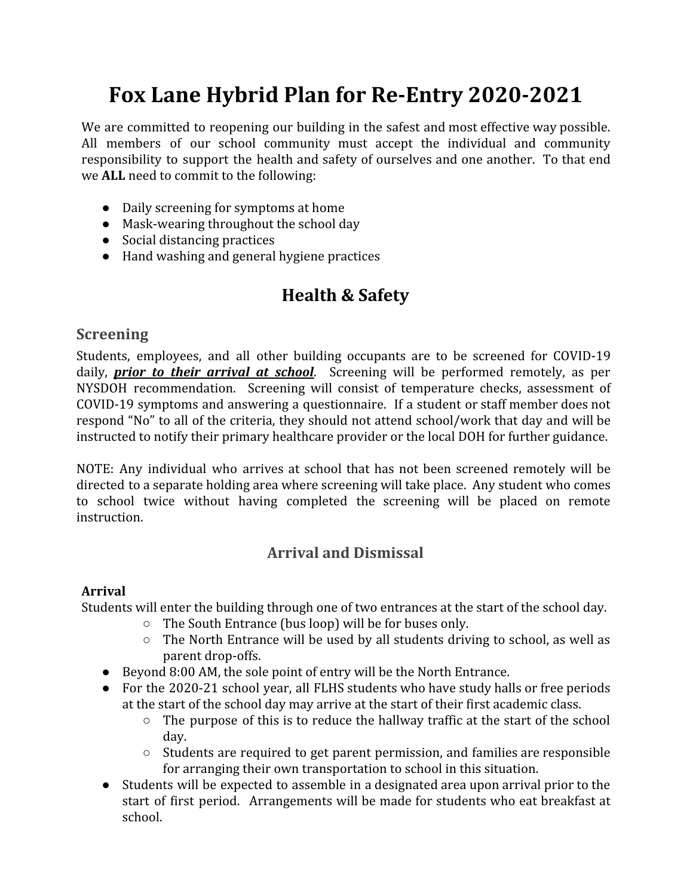# Fox Lane Hybrid Plan for Re-Entry 2020-2021

We are committed to reopening our building in the safest and most effective way possible. All members of our school community must accept the individual and community responsibility to support the health and safety of ourselves and one another. To that end we **ALL** need to commit to the following:

- Daily screening for symptoms at home
- Mask-wearing throughout the school day
- Social distancing practices
- Hand washing and general hygiene practices

## Health & Safety

### Screening

Students, employees, and all other building occupants are to be screened for COVID-19 daily, ***prior to their arrival at school***. Screening will be performed remotely, as per NYSDOH recommendation. Screening will consist of temperature checks, assessment of COVID-19 symptoms and answering a questionnaire. If a student or staff member does not respond "No" to all of the criteria, they should not attend school/work that day and will be instructed to notify their primary healthcare provider or the local DOH for further guidance.

NOTE: Any individual who arrives at school that has not been screened remotely will be directed to a separate holding area where screening will take place. Any student who comes to school twice without having completed the screening will be placed on remote instruction.

### Arrival and Dismissal

**Arrival**

Students will enter the building through one of two entrances at the start of the school day.

- The South Entrance (bus loop) will be for buses only.
- The North Entrance will be used by all students driving to school, as well as parent drop-offs.

- Beyond 8:00 AM, the sole point of entry will be the North Entrance.
- For the 2020-21 school year, all FLHS students who have study halls or free periods at the start of the school day may arrive at the start of their first academic class.
  - The purpose of this is to reduce the hallway traffic at the start of the school day.
  - Students are required to get parent permission, and families are responsible for arranging their own transportation to school in this situation.
- Students will be expected to assemble in a designated area upon arrival prior to the start of first period. Arrangements will be made for students who eat breakfast at school.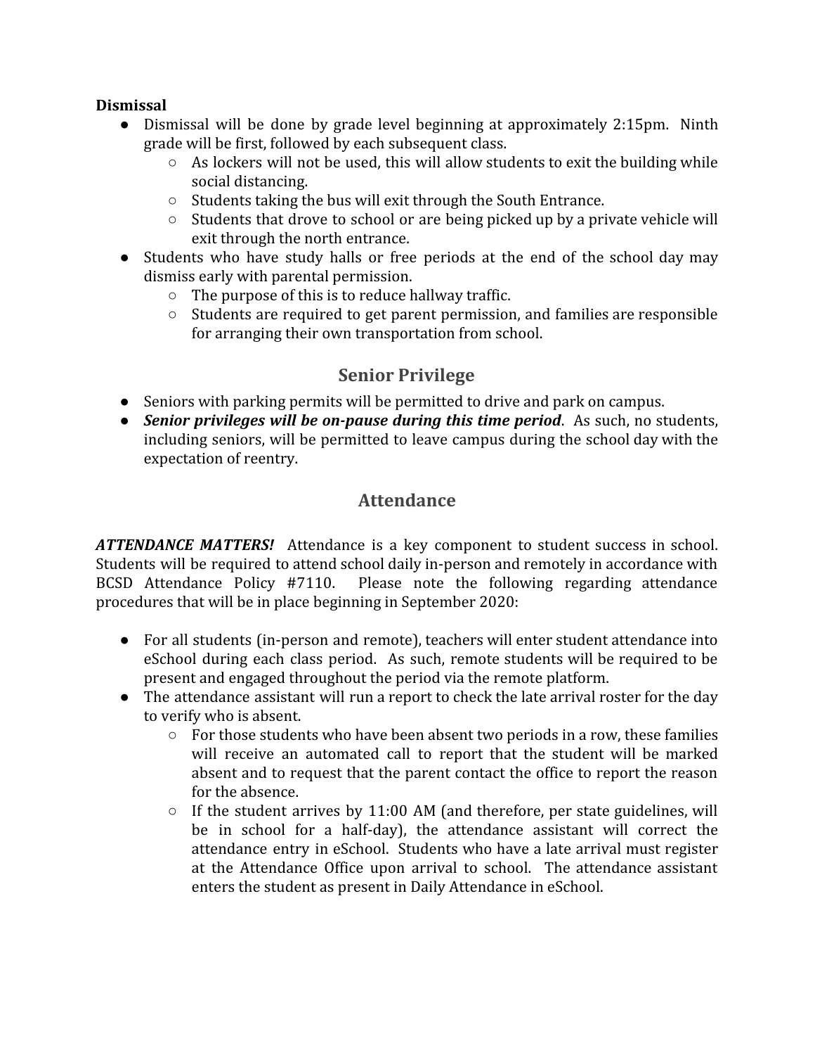**Dismissal**

- Dismissal will be done by grade level beginning at approximately 2:15pm. Ninth grade will be first, followed by each subsequent class.
  - As lockers will not be used, this will allow students to exit the building while social distancing.
  - Students taking the bus will exit through the South Entrance.
  - Students that drove to school or are being picked up by a private vehicle will exit through the north entrance.
- Students who have study halls or free periods at the end of the school day may dismiss early with parental permission.
  - The purpose of this is to reduce hallway traffic.
  - Students are required to get parent permission, and families are responsible for arranging their own transportation from school.

## Senior Privilege

- Seniors with parking permits will be permitted to drive and park on campus.
- ***Senior privileges will be on-pause during this time period***. As such, no students, including seniors, will be permitted to leave campus during the school day with the expectation of reentry.

## Attendance

***ATTENDANCE MATTERS!*** Attendance is a key component to student success in school. Students will be required to attend school daily in-person and remotely in accordance with BCSD Attendance Policy #7110. Please note the following regarding attendance procedures that will be in place beginning in September 2020:

- For all students (in-person and remote), teachers will enter student attendance into eSchool during each class period. As such, remote students will be required to be present and engaged throughout the period via the remote platform.
- The attendance assistant will run a report to check the late arrival roster for the day to verify who is absent.
  - For those students who have been absent two periods in a row, these families will receive an automated call to report that the student will be marked absent and to request that the parent contact the office to report the reason for the absence.
  - If the student arrives by 11:00 AM (and therefore, per state guidelines, will be in school for a half-day), the attendance assistant will correct the attendance entry in eSchool. Students who have a late arrival must register at the Attendance Office upon arrival to school. The attendance assistant enters the student as present in Daily Attendance in eSchool.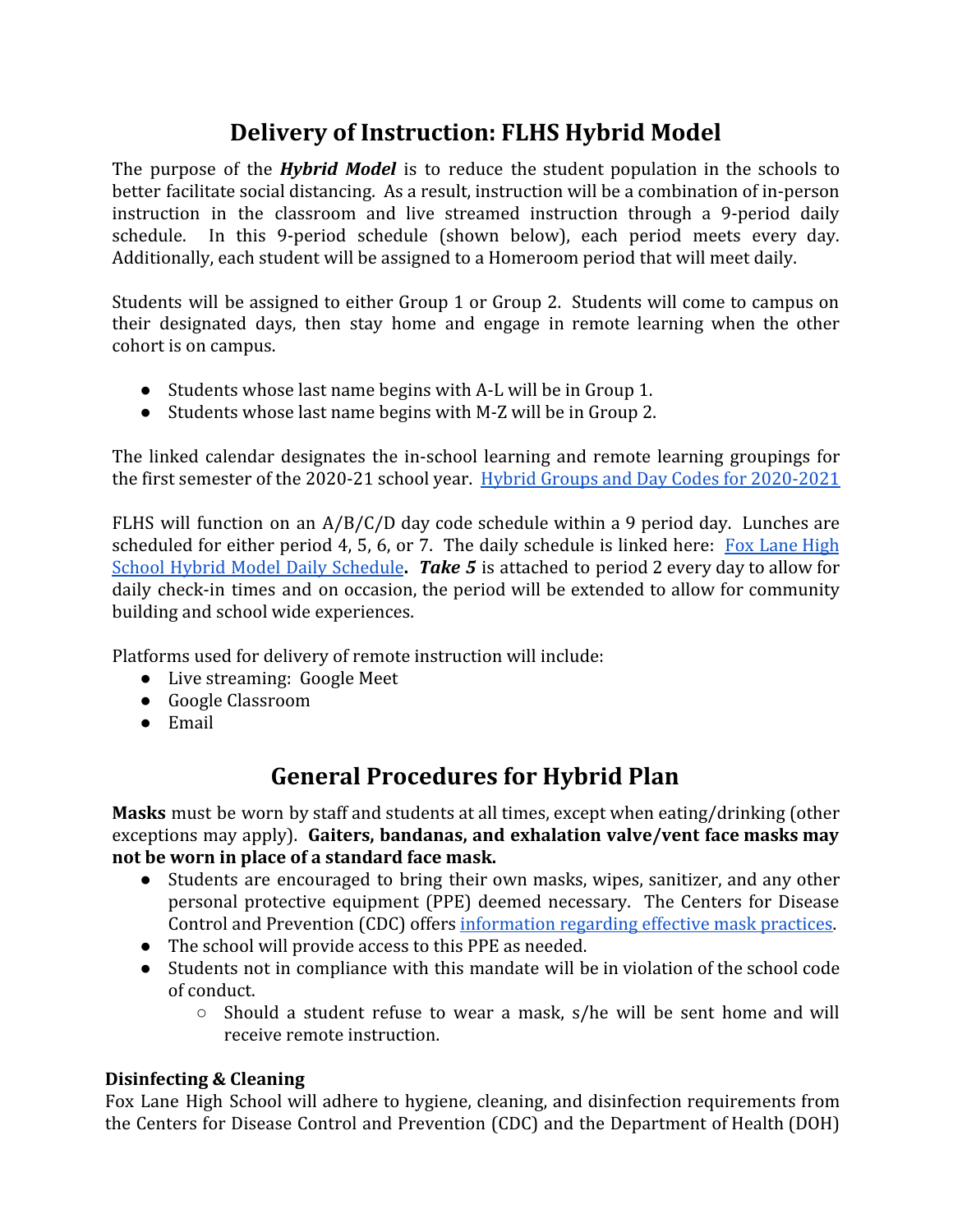# Delivery of Instruction: FLHS Hybrid Model

The purpose of the ***Hybrid Model*** is to reduce the student population in the schools to better facilitate social distancing. As a result, instruction will be a combination of in-person instruction in the classroom and live streamed instruction through a 9-period daily schedule. In this 9-period schedule (shown below), each period meets every day. Additionally, each student will be assigned to a Homeroom period that will meet daily.

Students will be assigned to either Group 1 or Group 2. Students will come to campus on their designated days, then stay home and engage in remote learning when the other cohort is on campus.

- Students whose last name begins with A-L will be in Group 1.
- Students whose last name begins with M-Z will be in Group 2.

The linked calendar designates the in-school learning and remote learning groupings for the first semester of the 2020-21 school year. Hybrid Groups and Day Codes for 2020-2021

FLHS will function on an A/B/C/D day code schedule within a 9 period day. Lunches are scheduled for either period 4, 5, 6, or 7. The daily schedule is linked here: Fox Lane High School Hybrid Model Daily Schedule**.** ***Take 5*** is attached to period 2 every day to allow for daily check-in times and on occasion, the period will be extended to allow for community building and school wide experiences.

Platforms used for delivery of remote instruction will include:

- Live streaming: Google Meet
- Google Classroom
- Email

# General Procedures for Hybrid Plan

**Masks** must be worn by staff and students at all times, except when eating/drinking (other exceptions may apply). **Gaiters, bandanas, and exhalation valve/vent face masks may not be worn in place of a standard face mask.**

- Students are encouraged to bring their own masks, wipes, sanitizer, and any other personal protective equipment (PPE) deemed necessary. The Centers for Disease Control and Prevention (CDC) offers information regarding effective mask practices.
- The school will provide access to this PPE as needed.
- Students not in compliance with this mandate will be in violation of the school code of conduct.
  - Should a student refuse to wear a mask, s/he will be sent home and will receive remote instruction.

### Disinfecting & Cleaning

Fox Lane High School will adhere to hygiene, cleaning, and disinfection requirements from the Centers for Disease Control and Prevention (CDC) and the Department of Health (DOH)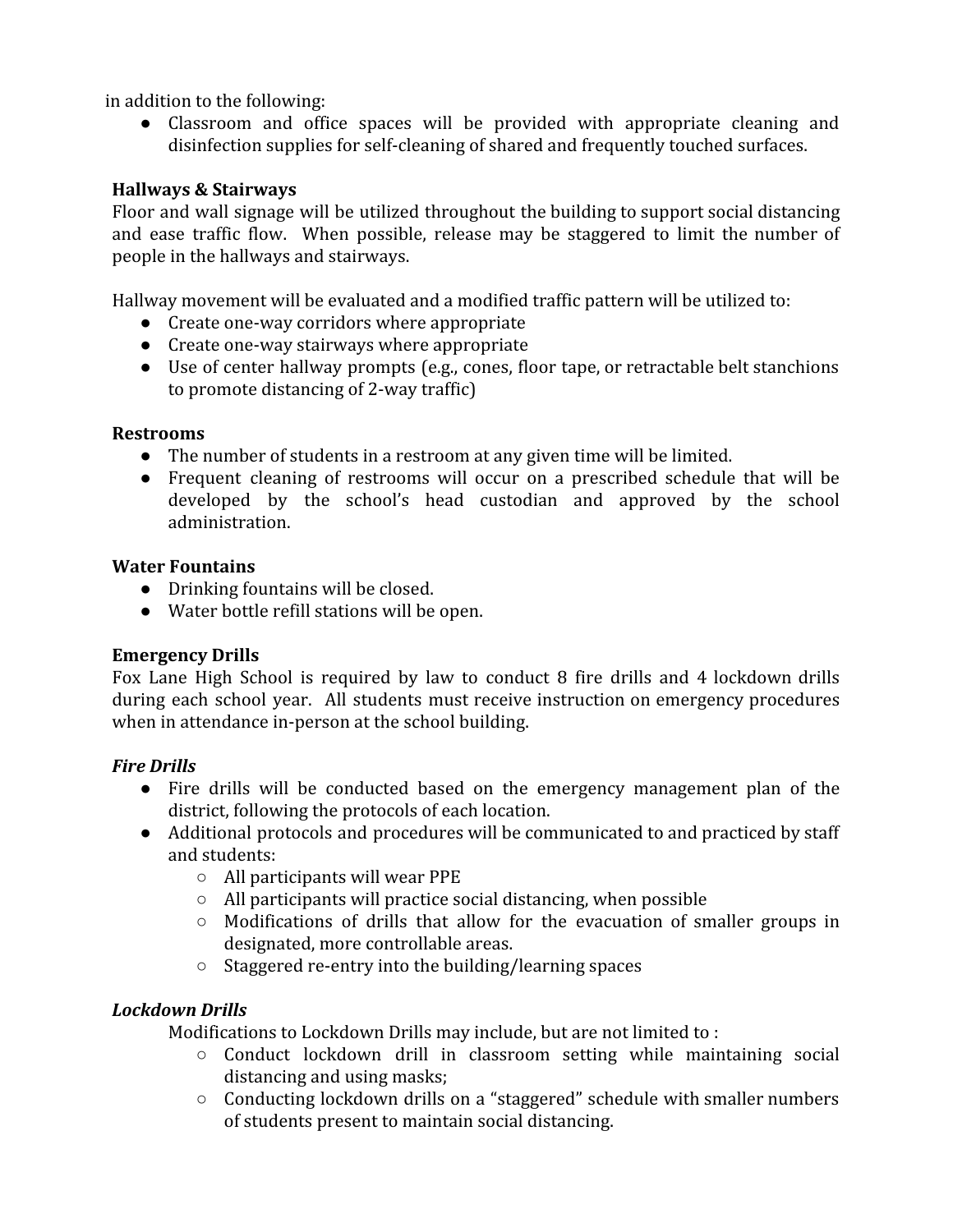in addition to the following:

- Classroom and office spaces will be provided with appropriate cleaning and disinfection supplies for self-cleaning of shared and frequently touched surfaces.

**Hallways & Stairways**

Floor and wall signage will be utilized throughout the building to support social distancing and ease traffic flow. When possible, release may be staggered to limit the number of people in the hallways and stairways.

Hallway movement will be evaluated and a modified traffic pattern will be utilized to:

- Create one-way corridors where appropriate
- Create one-way stairways where appropriate
- Use of center hallway prompts (e.g., cones, floor tape, or retractable belt stanchions to promote distancing of 2-way traffic)

**Restrooms**

- The number of students in a restroom at any given time will be limited.
- Frequent cleaning of restrooms will occur on a prescribed schedule that will be developed by the school's head custodian and approved by the school administration.

**Water Fountains**

- Drinking fountains will be closed.
- Water bottle refill stations will be open.

**Emergency Drills**

Fox Lane High School is required by law to conduct 8 fire drills and 4 lockdown drills during each school year. All students must receive instruction on emergency procedures when in attendance in-person at the school building.

***Fire Drills***

- Fire drills will be conducted based on the emergency management plan of the district, following the protocols of each location.
- Additional protocols and procedures will be communicated to and practiced by staff and students:
  - All participants will wear PPE
  - All participants will practice social distancing, when possible
  - Modifications of drills that allow for the evacuation of smaller groups in designated, more controllable areas.
  - Staggered re-entry into the building/learning spaces

***Lockdown Drills***

Modifications to Lockdown Drills may include, but are not limited to :

- Conduct lockdown drill in classroom setting while maintaining social distancing and using masks;
- Conducting lockdown drills on a "staggered" schedule with smaller numbers of students present to maintain social distancing.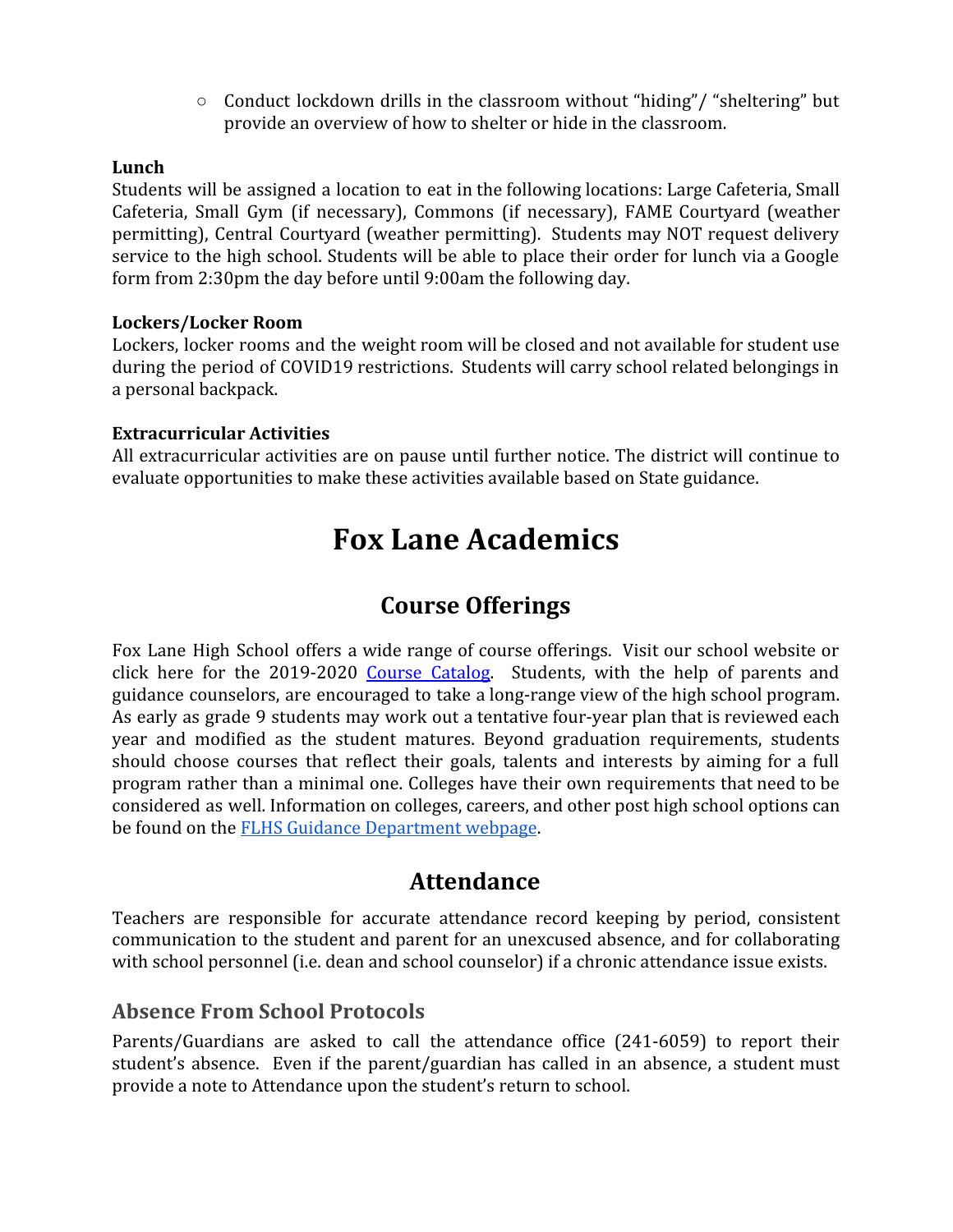- Conduct lockdown drills in the classroom without "hiding"/ "sheltering" but provide an overview of how to shelter or hide in the classroom.

**Lunch**
Students will be assigned a location to eat in the following locations: Large Cafeteria, Small Cafeteria, Small Gym (if necessary), Commons (if necessary), FAME Courtyard (weather permitting), Central Courtyard (weather permitting). Students may NOT request delivery service to the high school. Students will be able to place their order for lunch via a Google form from 2:30pm the day before until 9:00am the following day.

**Lockers/Locker Room**
Lockers, locker rooms and the weight room will be closed and not available for student use during the period of COVID19 restrictions. Students will carry school related belongings in a personal backpack.

**Extracurricular Activities**
All extracurricular activities are on pause until further notice. The district will continue to evaluate opportunities to make these activities available based on State guidance.

# Fox Lane Academics

## Course Offerings

Fox Lane High School offers a wide range of course offerings. Visit our school website or click here for the 2019-2020 [Course Catalog](). Students, with the help of parents and guidance counselors, are encouraged to take a long-range view of the high school program. As early as grade 9 students may work out a tentative four-year plan that is reviewed each year and modified as the student matures. Beyond graduation requirements, students should choose courses that reflect their goals, talents and interests by aiming for a full program rather than a minimal one. Colleges have their own requirements that need to be considered as well. Information on colleges, careers, and other post high school options can be found on the [FLHS Guidance Department webpage]().

## Attendance

Teachers are responsible for accurate attendance record keeping by period, consistent communication to the student and parent for an unexcused absence, and for collaborating with school personnel (i.e. dean and school counselor) if a chronic attendance issue exists.

### Absence From School Protocols

Parents/Guardians are asked to call the attendance office (241-6059) to report their student's absence. Even if the parent/guardian has called in an absence, a student must provide a note to Attendance upon the student's return to school.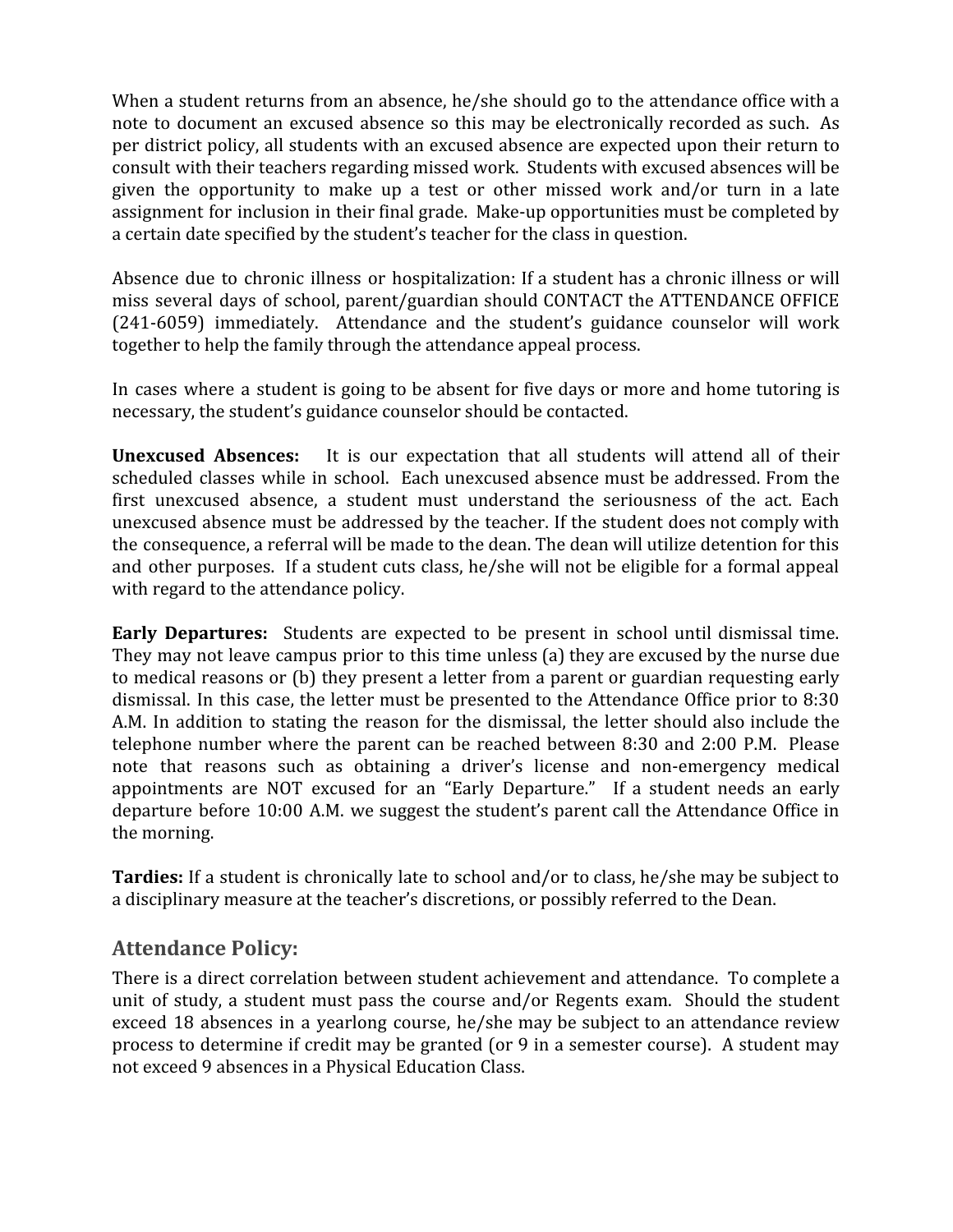When a student returns from an absence, he/she should go to the attendance office with a note to document an excused absence so this may be electronically recorded as such. As per district policy, all students with an excused absence are expected upon their return to consult with their teachers regarding missed work. Students with excused absences will be given the opportunity to make up a test or other missed work and/or turn in a late assignment for inclusion in their final grade. Make-up opportunities must be completed by a certain date specified by the student's teacher for the class in question.

Absence due to chronic illness or hospitalization: If a student has a chronic illness or will miss several days of school, parent/guardian should CONTACT the ATTENDANCE OFFICE (241-6059) immediately. Attendance and the student's guidance counselor will work together to help the family through the attendance appeal process.

In cases where a student is going to be absent for five days or more and home tutoring is necessary, the student's guidance counselor should be contacted.

**Unexcused Absences:** It is our expectation that all students will attend all of their scheduled classes while in school. Each unexcused absence must be addressed. From the first unexcused absence, a student must understand the seriousness of the act. Each unexcused absence must be addressed by the teacher. If the student does not comply with the consequence, a referral will be made to the dean. The dean will utilize detention for this and other purposes. If a student cuts class, he/she will not be eligible for a formal appeal with regard to the attendance policy.

**Early Departures:** Students are expected to be present in school until dismissal time. They may not leave campus prior to this time unless (a) they are excused by the nurse due to medical reasons or (b) they present a letter from a parent or guardian requesting early dismissal. In this case, the letter must be presented to the Attendance Office prior to 8:30 A.M. In addition to stating the reason for the dismissal, the letter should also include the telephone number where the parent can be reached between 8:30 and 2:00 P.M. Please note that reasons such as obtaining a driver's license and non-emergency medical appointments are NOT excused for an "Early Departure." If a student needs an early departure before 10:00 A.M. we suggest the student's parent call the Attendance Office in the morning.

**Tardies:** If a student is chronically late to school and/or to class, he/she may be subject to a disciplinary measure at the teacher's discretions, or possibly referred to the Dean.

## Attendance Policy:

There is a direct correlation between student achievement and attendance. To complete a unit of study, a student must pass the course and/or Regents exam. Should the student exceed 18 absences in a yearlong course, he/she may be subject to an attendance review process to determine if credit may be granted (or 9 in a semester course). A student may not exceed 9 absences in a Physical Education Class.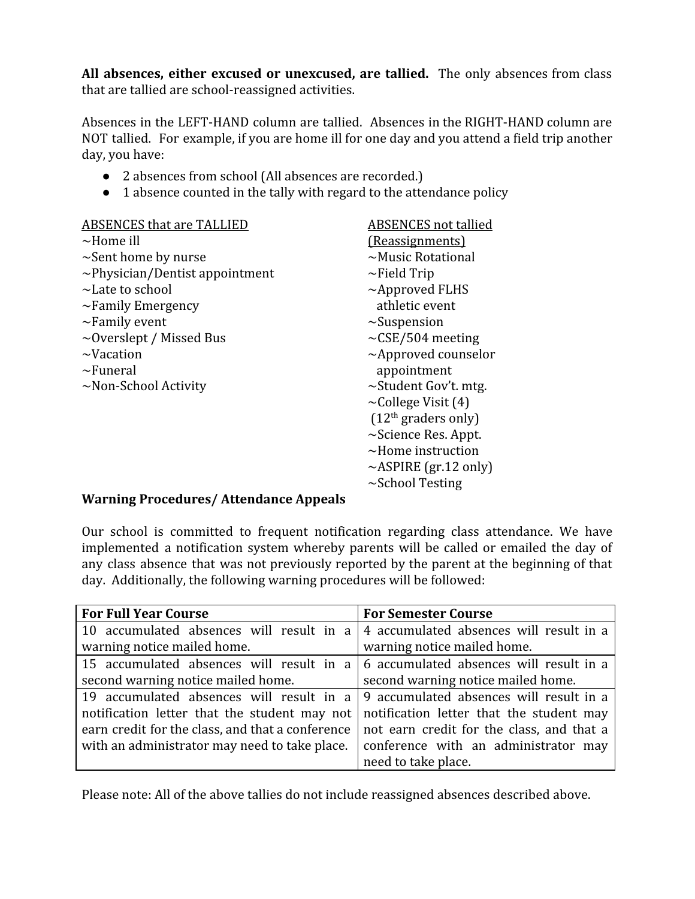**All absences, either excused or unexcused, are tallied.** The only absences from class that are tallied are school-reassigned activities.

Absences in the LEFT-HAND column are tallied. Absences in the RIGHT-HAND column are NOT tallied. For example, if you are home ill for one day and you attend a field trip another day, you have:

- 2 absences from school (All absences are recorded.)
- 1 absence counted in the tally with regard to the attendance policy

| ABSENCES that are TALLIED | ABSENCES not tallied (Reassignments) |
|---|---|
| ~Home ill | ~Music Rotational |
| ~Sent home by nurse | ~Field Trip |
| ~Physician/Dentist appointment | ~Approved FLHS athletic event |
| ~Late to school | ~Suspension |
| ~Family Emergency | ~CSE/504 meeting |
| ~Family event | ~Approved counselor appointment |
| ~Overslept / Missed Bus | ~Student Gov't. mtg. |
| ~Vacation | ~College Visit (4) (12th graders only) |
| ~Funeral | ~Science Res. Appt. |
| ~Non-School Activity | ~Home instruction |
| | ~ASPIRE (gr.12 only) |
| | ~School Testing |

**Warning Procedures/ Attendance Appeals**

Our school is committed to frequent notification regarding class attendance. We have implemented a notification system whereby parents will be called or emailed the day of any class absence that was not previously reported by the parent at the beginning of that day. Additionally, the following warning procedures will be followed:

| For Full Year Course | For Semester Course |
|---|---|
| 10 accumulated absences will result in a warning notice mailed home. | 4 accumulated absences will result in a warning notice mailed home. |
| 15 accumulated absences will result in a second warning notice mailed home. | 6 accumulated absences will result in a second warning notice mailed home. |
| 19 accumulated absences will result in a notification letter that the student may not earn credit for the class, and that a conference with an administrator may need to take place. | 9 accumulated absences will result in a notification letter that the student may not earn credit for the class, and that a conference with an administrator may need to take place. |

Please note: All of the above tallies do not include reassigned absences described above.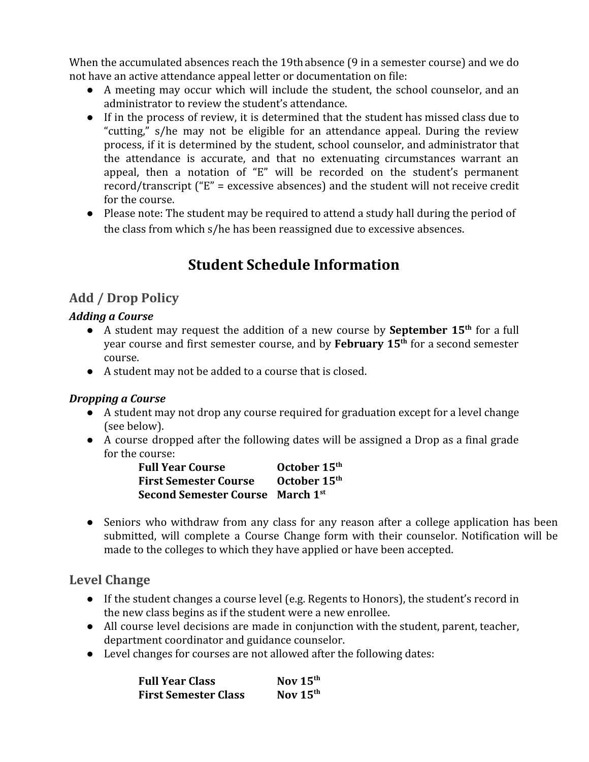When the accumulated absences reach the 19th absence (9 in a semester course) and we do not have an active attendance appeal letter or documentation on file:

- A meeting may occur which will include the student, the school counselor, and an administrator to review the student's attendance.
- If in the process of review, it is determined that the student has missed class due to "cutting," s/he may not be eligible for an attendance appeal. During the review process, if it is determined by the student, school counselor, and administrator that the attendance is accurate, and that no extenuating circumstances warrant an appeal, then a notation of "E" will be recorded on the student's permanent record/transcript ("E" = excessive absences) and the student will not receive credit for the course.
- Please note: The student may be required to attend a study hall during the period of the class from which s/he has been reassigned due to excessive absences.

# Student Schedule Information

## Add / Drop Policy

***Adding a Course***

- A student may request the addition of a new course by **September 15th** for a full year course and first semester course, and by **February 15th** for a second semester course.
- A student may not be added to a course that is closed.

***Dropping a Course***

- A student may not drop any course required for graduation except for a level change (see below).
- A course dropped after the following dates will be assigned a Drop as a final grade for the course:

| | |
|---|---|
| **Full Year Course** | **October 15th** |
| **First Semester Course** | **October 15th** |
| **Second Semester Course** | **March 1st** |

- Seniors who withdraw from any class for any reason after a college application has been submitted, will complete a Course Change form with their counselor. Notification will be made to the colleges to which they have applied or have been accepted.

## Level Change

- If the student changes a course level (e.g. Regents to Honors), the student's record in the new class begins as if the student were a new enrollee.
- All course level decisions are made in conjunction with the student, parent, teacher, department coordinator and guidance counselor.
- Level changes for courses are not allowed after the following dates:

| | |
|---|---|
| **Full Year Class** | **Nov 15th** |
| **First Semester Class** | **Nov 15th** |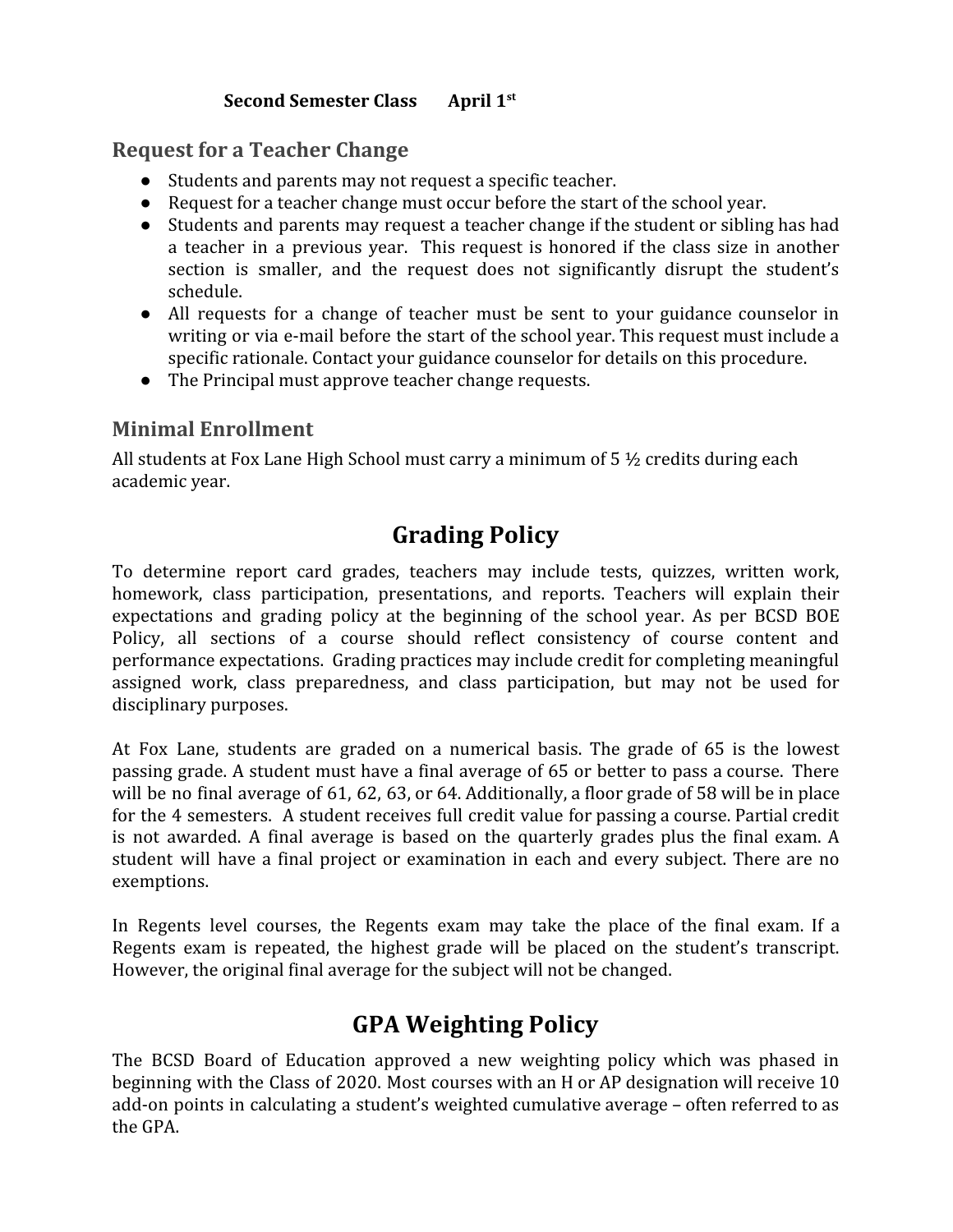**Second Semester Class April 1st**

### Request for a Teacher Change

- Students and parents may not request a specific teacher.
- Request for a teacher change must occur before the start of the school year.
- Students and parents may request a teacher change if the student or sibling has had a teacher in a previous year. This request is honored if the class size in another section is smaller, and the request does not significantly disrupt the student's schedule.
- All requests for a change of teacher must be sent to your guidance counselor in writing or via e-mail before the start of the school year. This request must include a specific rationale. Contact your guidance counselor for details on this procedure.
- The Principal must approve teacher change requests.

### Minimal Enrollment

All students at Fox Lane High School must carry a minimum of 5 ½ credits during each academic year.

## Grading Policy

To determine report card grades, teachers may include tests, quizzes, written work, homework, class participation, presentations, and reports. Teachers will explain their expectations and grading policy at the beginning of the school year. As per BCSD BOE Policy, all sections of a course should reflect consistency of course content and performance expectations. Grading practices may include credit for completing meaningful assigned work, class preparedness, and class participation, but may not be used for disciplinary purposes.

At Fox Lane, students are graded on a numerical basis. The grade of 65 is the lowest passing grade. A student must have a final average of 65 or better to pass a course. There will be no final average of 61, 62, 63, or 64. Additionally, a floor grade of 58 will be in place for the 4 semesters. A student receives full credit value for passing a course. Partial credit is not awarded. A final average is based on the quarterly grades plus the final exam. A student will have a final project or examination in each and every subject. There are no exemptions.

In Regents level courses, the Regents exam may take the place of the final exam. If a Regents exam is repeated, the highest grade will be placed on the student's transcript. However, the original final average for the subject will not be changed.

## GPA Weighting Policy

The BCSD Board of Education approved a new weighting policy which was phased in beginning with the Class of 2020. Most courses with an H or AP designation will receive 10 add-on points in calculating a student's weighted cumulative average – often referred to as the GPA.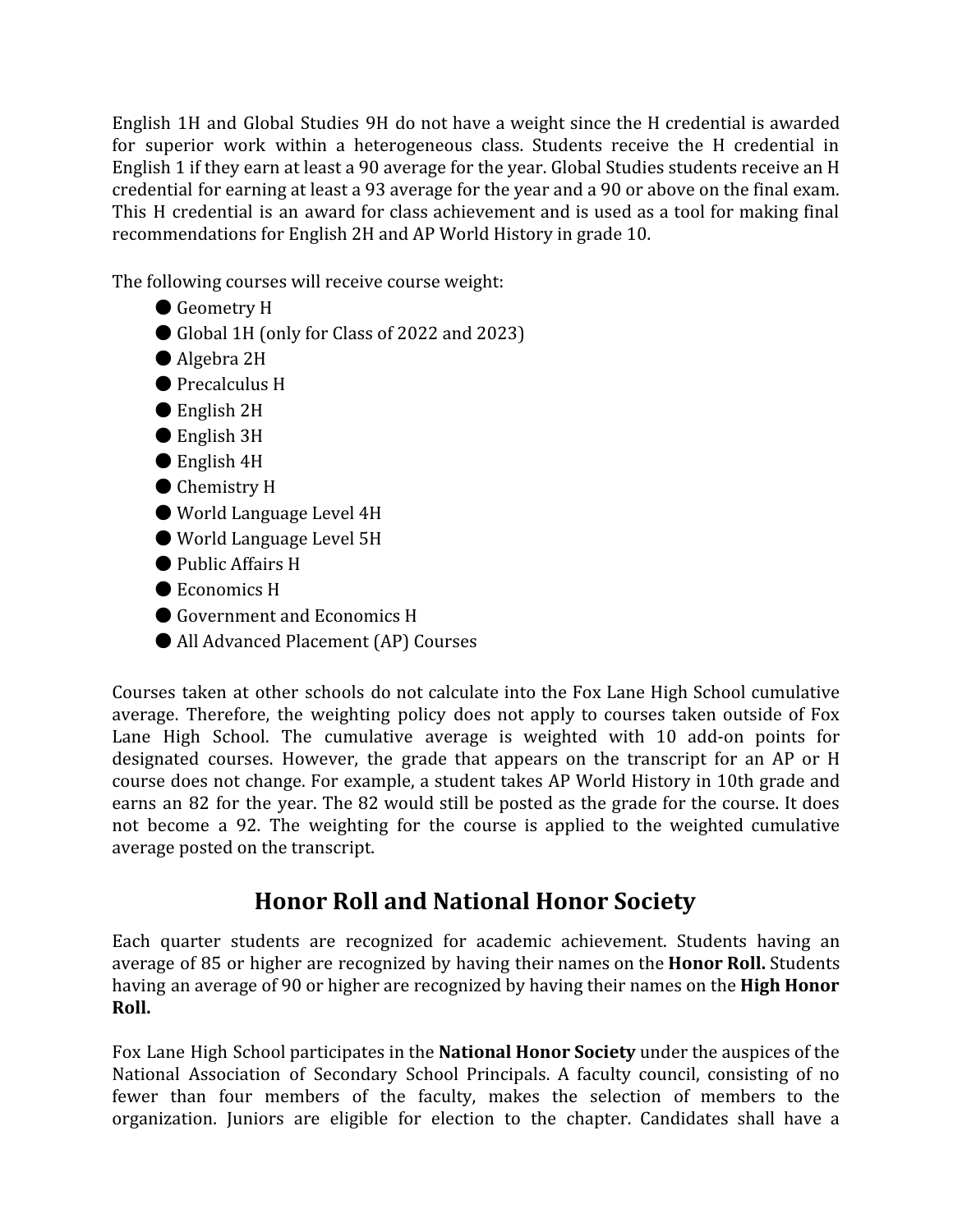English 1H and Global Studies 9H do not have a weight since the H credential is awarded for superior work within a heterogeneous class. Students receive the H credential in English 1 if they earn at least a 90 average for the year. Global Studies students receive an H credential for earning at least a 93 average for the year and a 90 or above on the final exam. This H credential is an award for class achievement and is used as a tool for making final recommendations for English 2H and AP World History in grade 10.

The following courses will receive course weight:

- Geometry H
- Global 1H (only for Class of 2022 and 2023)
- Algebra 2H
- Precalculus H
- English 2H
- English 3H
- English 4H
- Chemistry H
- World Language Level 4H
- World Language Level 5H
- Public Affairs H
- Economics H
- Government and Economics H
- All Advanced Placement (AP) Courses

Courses taken at other schools do not calculate into the Fox Lane High School cumulative average. Therefore, the weighting policy does not apply to courses taken outside of Fox Lane High School. The cumulative average is weighted with 10 add-on points for designated courses. However, the grade that appears on the transcript for an AP or H course does not change. For example, a student takes AP World History in 10th grade and earns an 82 for the year. The 82 would still be posted as the grade for the course. It does not become a 92. The weighting for the course is applied to the weighted cumulative average posted on the transcript.

## Honor Roll and National Honor Society

Each quarter students are recognized for academic achievement. Students having an average of 85 or higher are recognized by having their names on the **Honor Roll.** Students having an average of 90 or higher are recognized by having their names on the **High Honor Roll.**

Fox Lane High School participates in the **National Honor Society** under the auspices of the National Association of Secondary School Principals. A faculty council, consisting of no fewer than four members of the faculty, makes the selection of members to the organization. Juniors are eligible for election to the chapter. Candidates shall have a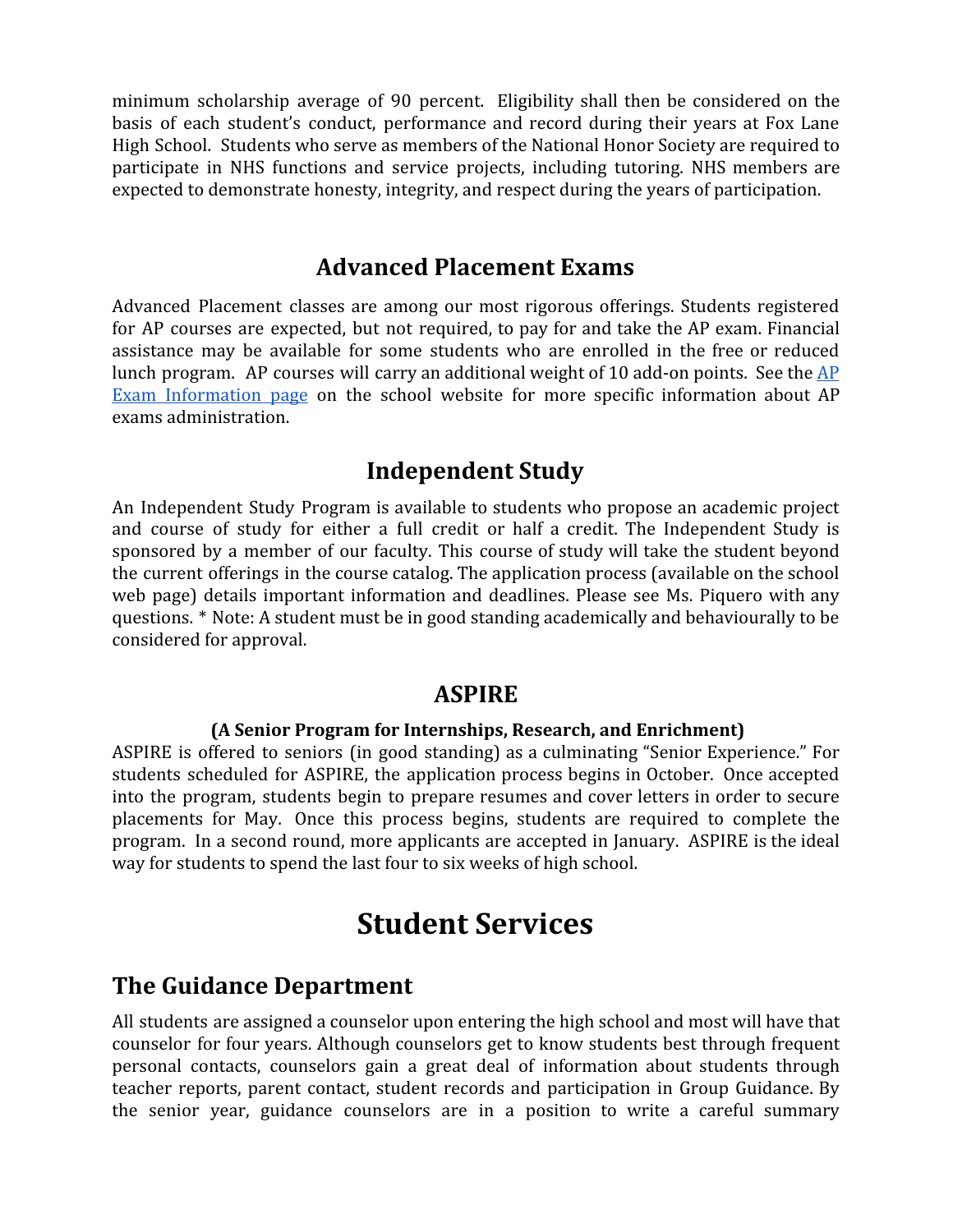minimum scholarship average of 90 percent. Eligibility shall then be considered on the basis of each student's conduct, performance and record during their years at Fox Lane High School. Students who serve as members of the National Honor Society are required to participate in NHS functions and service projects, including tutoring. NHS members are expected to demonstrate honesty, integrity, and respect during the years of participation.

## Advanced Placement Exams

Advanced Placement classes are among our most rigorous offerings. Students registered for AP courses are expected, but not required, to pay for and take the AP exam. Financial assistance may be available for some students who are enrolled in the free or reduced lunch program. AP courses will carry an additional weight of 10 add-on points. See the AP Exam Information page on the school website for more specific information about AP exams administration.

## Independent Study

An Independent Study Program is available to students who propose an academic project and course of study for either a full credit or half a credit. The Independent Study is sponsored by a member of our faculty. This course of study will take the student beyond the current offerings in the course catalog. The application process (available on the school web page) details important information and deadlines. Please see Ms. Piquero with any questions. * Note: A student must be in good standing academically and behaviourally to be considered for approval.

## ASPIRE

**(A Senior Program for Internships, Research, and Enrichment)**

ASPIRE is offered to seniors (in good standing) as a culminating "Senior Experience." For students scheduled for ASPIRE, the application process begins in October. Once accepted into the program, students begin to prepare resumes and cover letters in order to secure placements for May. Once this process begins, students are required to complete the program. In a second round, more applicants are accepted in January. ASPIRE is the ideal way for students to spend the last four to six weeks of high school.

# Student Services

## The Guidance Department

All students are assigned a counselor upon entering the high school and most will have that counselor for four years. Although counselors get to know students best through frequent personal contacts, counselors gain a great deal of information about students through teacher reports, parent contact, student records and participation in Group Guidance. By the senior year, guidance counselors are in a position to write a careful summary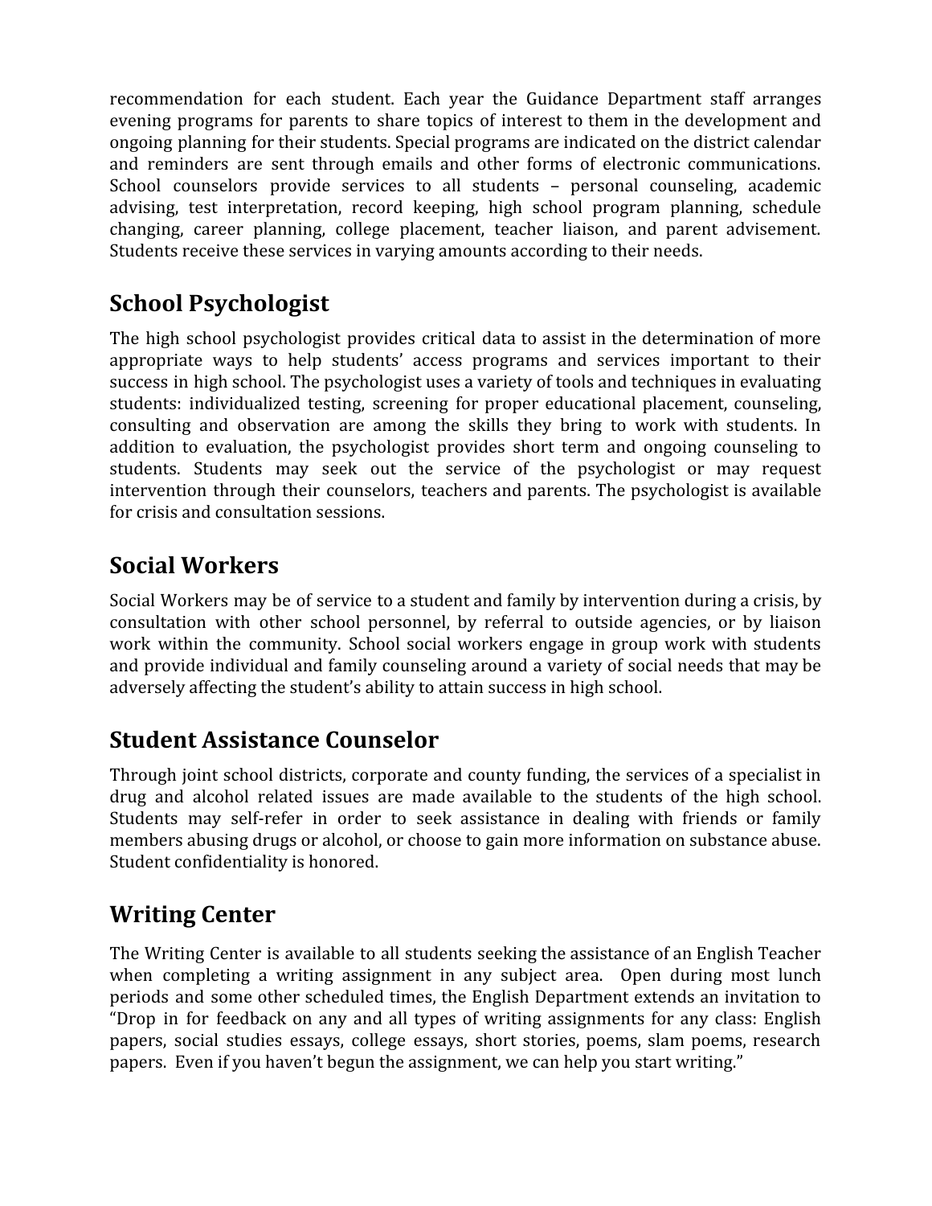recommendation for each student. Each year the Guidance Department staff arranges evening programs for parents to share topics of interest to them in the development and ongoing planning for their students. Special programs are indicated on the district calendar and reminders are sent through emails and other forms of electronic communications. School counselors provide services to all students – personal counseling, academic advising, test interpretation, record keeping, high school program planning, schedule changing, career planning, college placement, teacher liaison, and parent advisement. Students receive these services in varying amounts according to their needs.

## School Psychologist

The high school psychologist provides critical data to assist in the determination of more appropriate ways to help students' access programs and services important to their success in high school. The psychologist uses a variety of tools and techniques in evaluating students: individualized testing, screening for proper educational placement, counseling, consulting and observation are among the skills they bring to work with students. In addition to evaluation, the psychologist provides short term and ongoing counseling to students. Students may seek out the service of the psychologist or may request intervention through their counselors, teachers and parents. The psychologist is available for crisis and consultation sessions.

## Social Workers

Social Workers may be of service to a student and family by intervention during a crisis, by consultation with other school personnel, by referral to outside agencies, or by liaison work within the community. School social workers engage in group work with students and provide individual and family counseling around a variety of social needs that may be adversely affecting the student's ability to attain success in high school.

## Student Assistance Counselor

Through joint school districts, corporate and county funding, the services of a specialist in drug and alcohol related issues are made available to the students of the high school. Students may self-refer in order to seek assistance in dealing with friends or family members abusing drugs or alcohol, or choose to gain more information on substance abuse. Student confidentiality is honored.

## Writing Center

The Writing Center is available to all students seeking the assistance of an English Teacher when completing a writing assignment in any subject area. Open during most lunch periods and some other scheduled times, the English Department extends an invitation to "Drop in for feedback on any and all types of writing assignments for any class: English papers, social studies essays, college essays, short stories, poems, slam poems, research papers. Even if you haven't begun the assignment, we can help you start writing."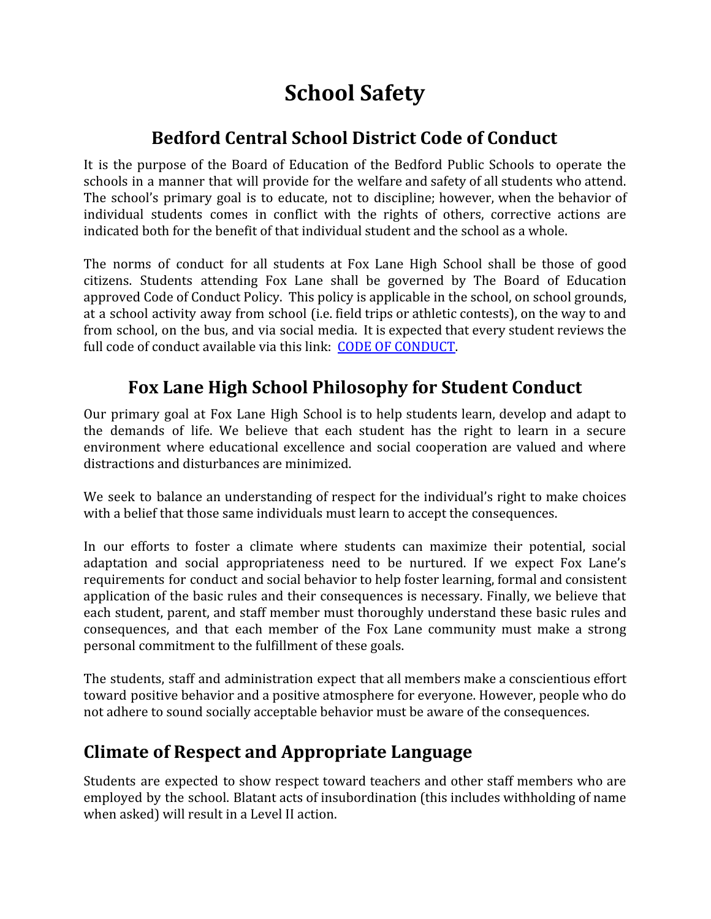# School Safety

## Bedford Central School District Code of Conduct

It is the purpose of the Board of Education of the Bedford Public Schools to operate the schools in a manner that will provide for the welfare and safety of all students who attend. The school's primary goal is to educate, not to discipline; however, when the behavior of individual students comes in conflict with the rights of others, corrective actions are indicated both for the benefit of that individual student and the school as a whole.

The norms of conduct for all students at Fox Lane High School shall be those of good citizens. Students attending Fox Lane shall be governed by The Board of Education approved Code of Conduct Policy. This policy is applicable in the school, on school grounds, at a school activity away from school (i.e. field trips or athletic contests), on the way to and from school, on the bus, and via social media. It is expected that every student reviews the full code of conduct available via this link: CODE OF CONDUCT.

## Fox Lane High School Philosophy for Student Conduct

Our primary goal at Fox Lane High School is to help students learn, develop and adapt to the demands of life. We believe that each student has the right to learn in a secure environment where educational excellence and social cooperation are valued and where distractions and disturbances are minimized.

We seek to balance an understanding of respect for the individual's right to make choices with a belief that those same individuals must learn to accept the consequences.

In our efforts to foster a climate where students can maximize their potential, social adaptation and social appropriateness need to be nurtured. If we expect Fox Lane's requirements for conduct and social behavior to help foster learning, formal and consistent application of the basic rules and their consequences is necessary. Finally, we believe that each student, parent, and staff member must thoroughly understand these basic rules and consequences, and that each member of the Fox Lane community must make a strong personal commitment to the fulfillment of these goals.

The students, staff and administration expect that all members make a conscientious effort toward positive behavior and a positive atmosphere for everyone. However, people who do not adhere to sound socially acceptable behavior must be aware of the consequences.

## Climate of Respect and Appropriate Language

Students are expected to show respect toward teachers and other staff members who are employed by the school. Blatant acts of insubordination (this includes withholding of name when asked) will result in a Level II action.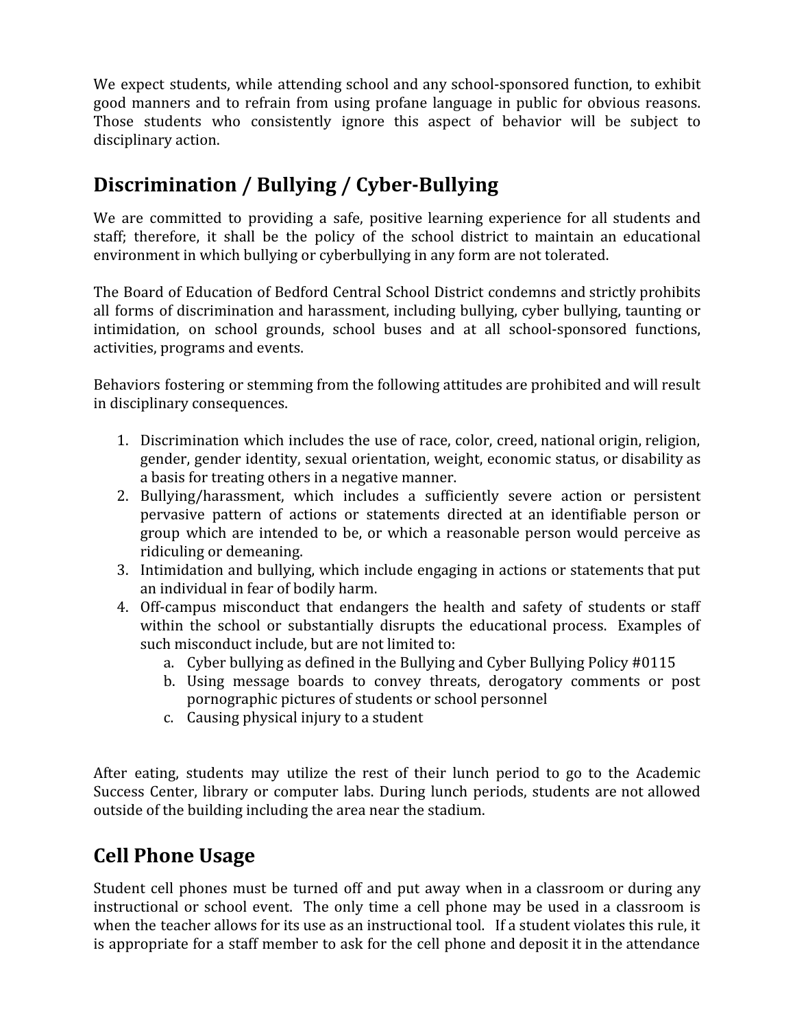We expect students, while attending school and any school-sponsored function, to exhibit good manners and to refrain from using profane language in public for obvious reasons. Those students who consistently ignore this aspect of behavior will be subject to disciplinary action.

## Discrimination / Bullying / Cyber-Bullying

We are committed to providing a safe, positive learning experience for all students and staff; therefore, it shall be the policy of the school district to maintain an educational environment in which bullying or cyberbullying in any form are not tolerated.

The Board of Education of Bedford Central School District condemns and strictly prohibits all forms of discrimination and harassment, including bullying, cyber bullying, taunting or intimidation, on school grounds, school buses and at all school-sponsored functions, activities, programs and events.

Behaviors fostering or stemming from the following attitudes are prohibited and will result in disciplinary consequences.

1. Discrimination which includes the use of race, color, creed, national origin, religion, gender, gender identity, sexual orientation, weight, economic status, or disability as a basis for treating others in a negative manner.
2. Bullying/harassment, which includes a sufficiently severe action or persistent pervasive pattern of actions or statements directed at an identifiable person or group which are intended to be, or which a reasonable person would perceive as ridiculing or demeaning.
3. Intimidation and bullying, which include engaging in actions or statements that put an individual in fear of bodily harm.
4. Off-campus misconduct that endangers the health and safety of students or staff within the school or substantially disrupts the educational process. Examples of such misconduct include, but are not limited to:
   a. Cyber bullying as defined in the Bullying and Cyber Bullying Policy #0115
   b. Using message boards to convey threats, derogatory comments or post pornographic pictures of students or school personnel
   c. Causing physical injury to a student

After eating, students may utilize the rest of their lunch period to go to the Academic Success Center, library or computer labs. During lunch periods, students are not allowed outside of the building including the area near the stadium.

## Cell Phone Usage

Student cell phones must be turned off and put away when in a classroom or during any instructional or school event. The only time a cell phone may be used in a classroom is when the teacher allows for its use as an instructional tool. If a student violates this rule, it is appropriate for a staff member to ask for the cell phone and deposit it in the attendance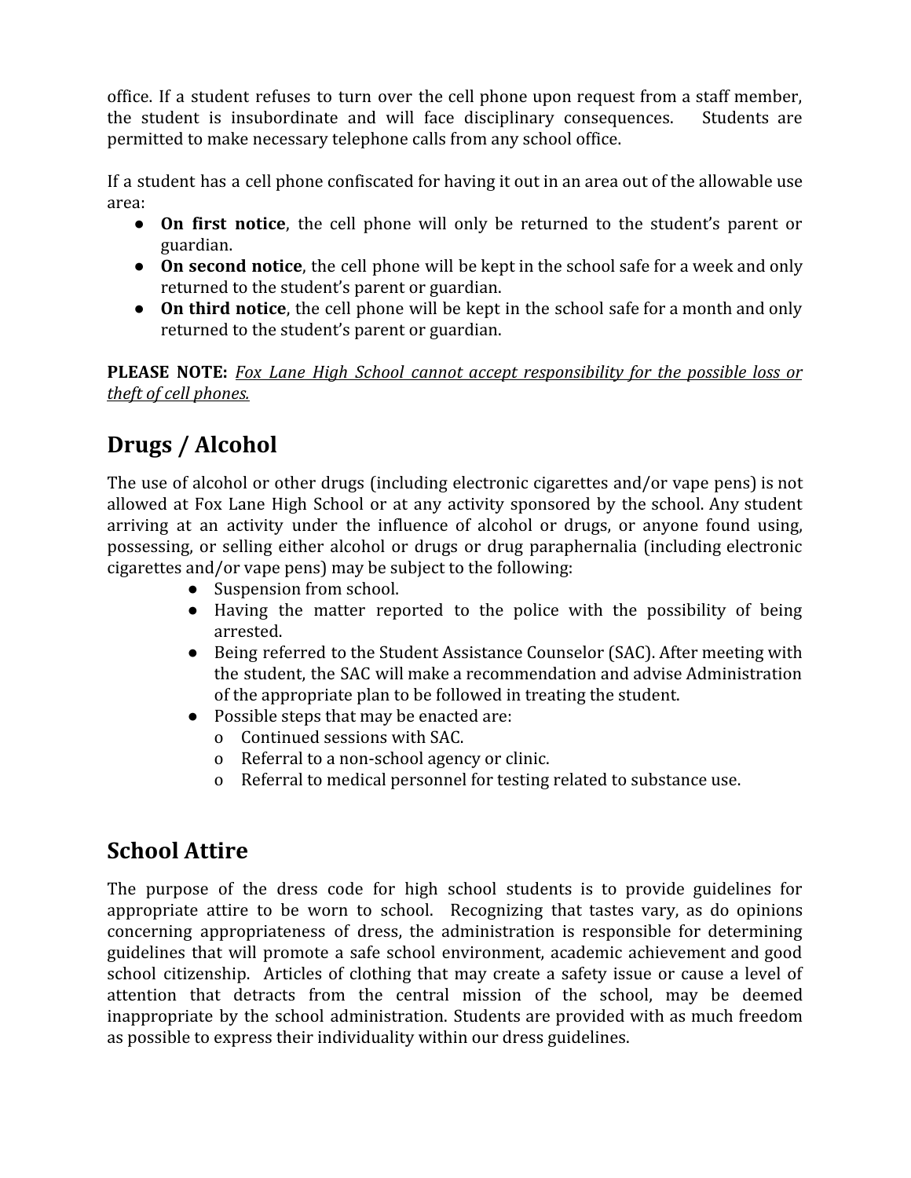office. If a student refuses to turn over the cell phone upon request from a staff member, the student is insubordinate and will face disciplinary consequences. Students are permitted to make necessary telephone calls from any school office.

If a student has a cell phone confiscated for having it out in an area out of the allowable use area:

- **On first notice**, the cell phone will only be returned to the student's parent or guardian.
- **On second notice**, the cell phone will be kept in the school safe for a week and only returned to the student's parent or guardian.
- **On third notice**, the cell phone will be kept in the school safe for a month and only returned to the student's parent or guardian.

**PLEASE NOTE:** *Fox Lane High School cannot accept responsibility for the possible loss or theft of cell phones.*

## Drugs / Alcohol

The use of alcohol or other drugs (including electronic cigarettes and/or vape pens) is not allowed at Fox Lane High School or at any activity sponsored by the school. Any student arriving at an activity under the influence of alcohol or drugs, or anyone found using, possessing, or selling either alcohol or drugs or drug paraphernalia (including electronic cigarettes and/or vape pens) may be subject to the following:

- Suspension from school.
- Having the matter reported to the police with the possibility of being arrested.
- Being referred to the Student Assistance Counselor (SAC). After meeting with the student, the SAC will make a recommendation and advise Administration of the appropriate plan to be followed in treating the student.
- Possible steps that may be enacted are:
  - Continued sessions with SAC.
  - Referral to a non-school agency or clinic.
  - Referral to medical personnel for testing related to substance use.

## School Attire

The purpose of the dress code for high school students is to provide guidelines for appropriate attire to be worn to school. Recognizing that tastes vary, as do opinions concerning appropriateness of dress, the administration is responsible for determining guidelines that will promote a safe school environment, academic achievement and good school citizenship. Articles of clothing that may create a safety issue or cause a level of attention that detracts from the central mission of the school, may be deemed inappropriate by the school administration. Students are provided with as much freedom as possible to express their individuality within our dress guidelines.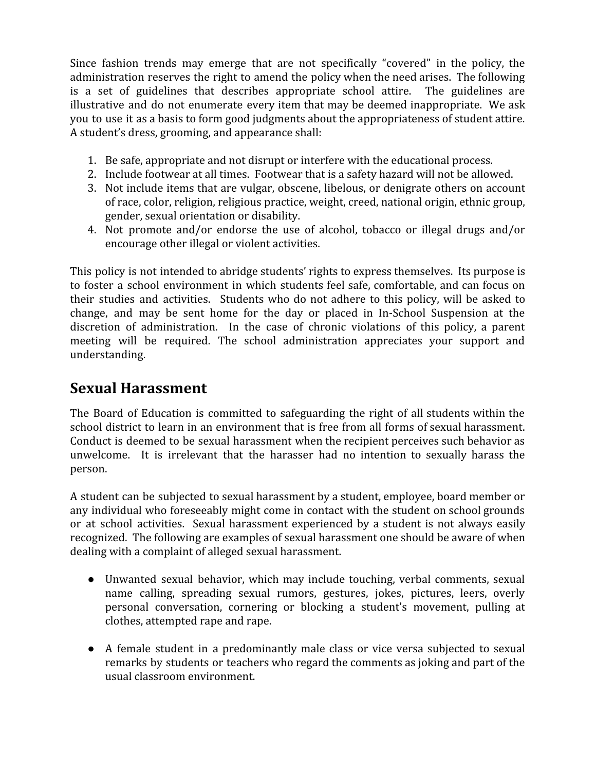Since fashion trends may emerge that are not specifically "covered" in the policy, the administration reserves the right to amend the policy when the need arises. The following is a set of guidelines that describes appropriate school attire. The guidelines are illustrative and do not enumerate every item that may be deemed inappropriate. We ask you to use it as a basis to form good judgments about the appropriateness of student attire. A student's dress, grooming, and appearance shall:

1. Be safe, appropriate and not disrupt or interfere with the educational process.
2. Include footwear at all times. Footwear that is a safety hazard will not be allowed.
3. Not include items that are vulgar, obscene, libelous, or denigrate others on account of race, color, religion, religious practice, weight, creed, national origin, ethnic group, gender, sexual orientation or disability.
4. Not promote and/or endorse the use of alcohol, tobacco or illegal drugs and/or encourage other illegal or violent activities.

This policy is not intended to abridge students' rights to express themselves. Its purpose is to foster a school environment in which students feel safe, comfortable, and can focus on their studies and activities. Students who do not adhere to this policy, will be asked to change, and may be sent home for the day or placed in In-School Suspension at the discretion of administration. In the case of chronic violations of this policy, a parent meeting will be required. The school administration appreciates your support and understanding.

## Sexual Harassment

The Board of Education is committed to safeguarding the right of all students within the school district to learn in an environment that is free from all forms of sexual harassment. Conduct is deemed to be sexual harassment when the recipient perceives such behavior as unwelcome. It is irrelevant that the harasser had no intention to sexually harass the person.

A student can be subjected to sexual harassment by a student, employee, board member or any individual who foreseeably might come in contact with the student on school grounds or at school activities. Sexual harassment experienced by a student is not always easily recognized. The following are examples of sexual harassment one should be aware of when dealing with a complaint of alleged sexual harassment.

- Unwanted sexual behavior, which may include touching, verbal comments, sexual name calling, spreading sexual rumors, gestures, jokes, pictures, leers, overly personal conversation, cornering or blocking a student's movement, pulling at clothes, attempted rape and rape.

- A female student in a predominantly male class or vice versa subjected to sexual remarks by students or teachers who regard the comments as joking and part of the usual classroom environment.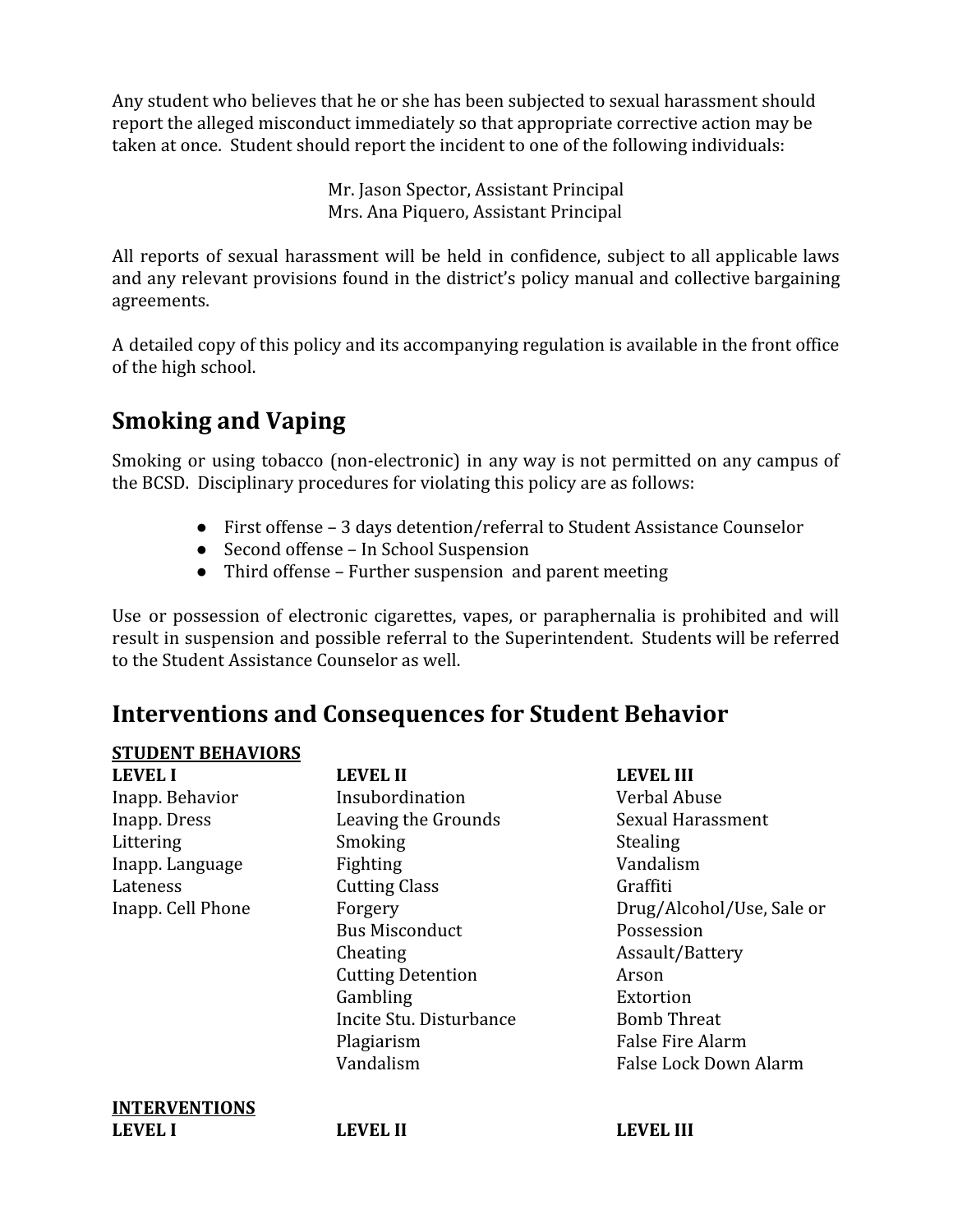Any student who believes that he or she has been subjected to sexual harassment should report the alleged misconduct immediately so that appropriate corrective action may be taken at once. Student should report the incident to one of the following individuals:

Mr. Jason Spector, Assistant Principal
Mrs. Ana Piquero, Assistant Principal

All reports of sexual harassment will be held in confidence, subject to all applicable laws and any relevant provisions found in the district's policy manual and collective bargaining agreements.

A detailed copy of this policy and its accompanying regulation is available in the front office of the high school.

## Smoking and Vaping

Smoking or using tobacco (non-electronic) in any way is not permitted on any campus of the BCSD. Disciplinary procedures for violating this policy are as follows:

- First offense – 3 days detention/referral to Student Assistance Counselor
- Second offense – In School Suspension
- Third offense – Further suspension and parent meeting

Use or possession of electronic cigarettes, vapes, or paraphernalia is prohibited and will result in suspension and possible referral to the Superintendent. Students will be referred to the Student Assistance Counselor as well.

## Interventions and Consequences for Student Behavior

**STUDENT BEHAVIORS**

| LEVEL I | LEVEL II | LEVEL III |
|---|---|---|
| Inapp. Behavior | Insubordination | Verbal Abuse |
| Inapp. Dress | Leaving the Grounds | Sexual Harassment |
| Littering | Smoking | Stealing |
| Inapp. Language | Fighting | Vandalism |
| Lateness | Cutting Class | Graffiti |
| Inapp. Cell Phone | Forgery | Drug/Alcohol/Use, Sale or Possession |
| | Bus Misconduct | Assault/Battery |
| | Cheating | Arson |
| | Cutting Detention | Extortion |
| | Gambling | Bomb Threat |
| | Incite Stu. Disturbance | False Fire Alarm |
| | Plagiarism | False Lock Down Alarm |
| | Vandalism | |

**INTERVENTIONS**

| LEVEL I | LEVEL II | LEVEL III |
|---|---|---|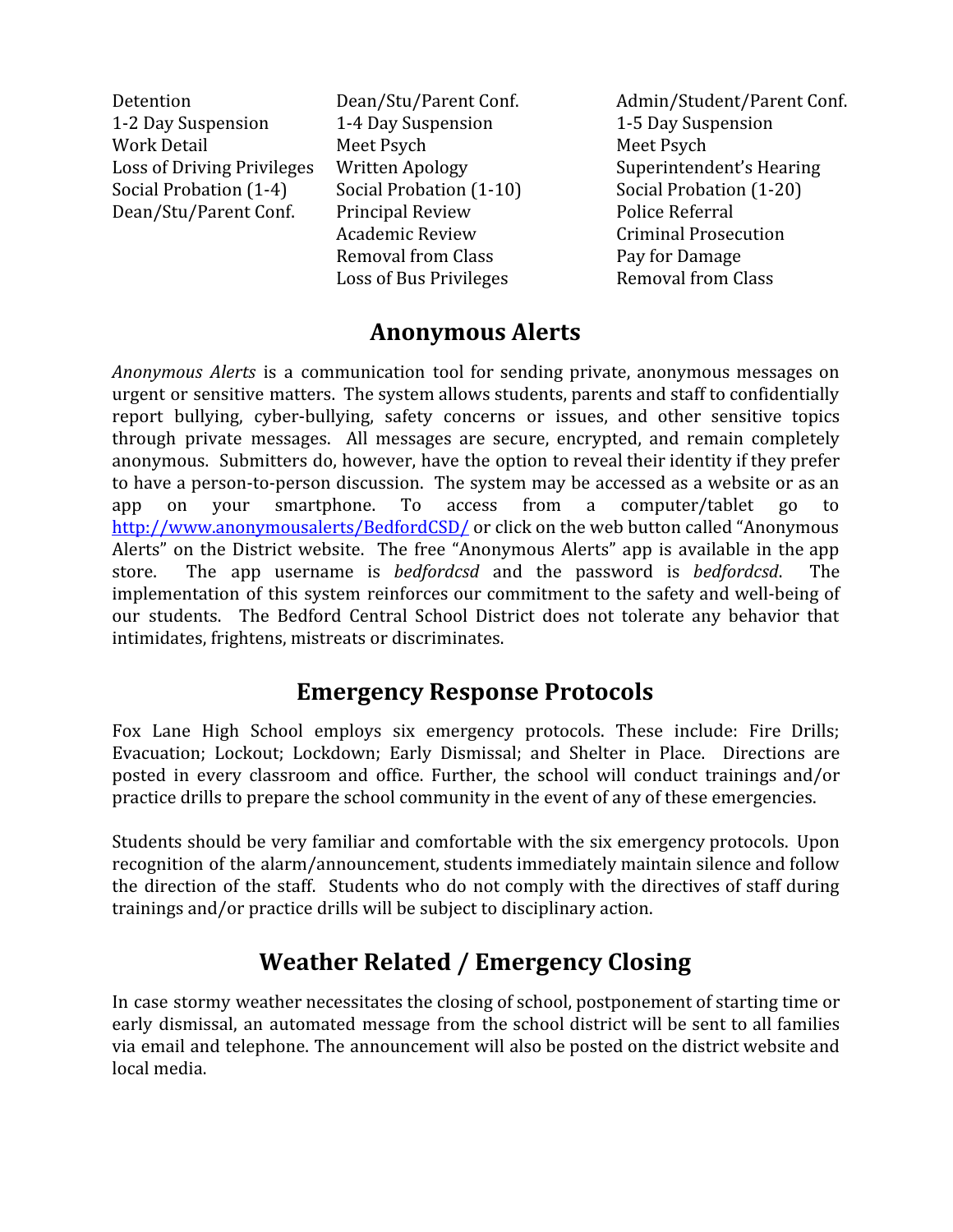| | | |
|---|---|---|
| Detention | Dean/Stu/Parent Conf. | Admin/Student/Parent Conf. |
| 1-2 Day Suspension | 1-4 Day Suspension | 1-5 Day Suspension |
| Work Detail | Meet Psych | Meet Psych |
| Loss of Driving Privileges | Written Apology | Superintendent's Hearing |
| Social Probation (1-4) | Social Probation (1-10) | Social Probation (1-20) |
| Dean/Stu/Parent Conf. | Principal Review | Police Referral |
| | Academic Review | Criminal Prosecution |
| | Removal from Class | Pay for Damage |
| | Loss of Bus Privileges | Removal from Class |

## Anonymous Alerts

*Anonymous Alerts* is a communication tool for sending private, anonymous messages on urgent or sensitive matters. The system allows students, parents and staff to confidentially report bullying, cyber-bullying, safety concerns or issues, and other sensitive topics through private messages. All messages are secure, encrypted, and remain completely anonymous. Submitters do, however, have the option to reveal their identity if they prefer to have a person-to-person discussion. The system may be accessed as a website or as an app on your smartphone. To access from a computer/tablet go to [http://www.anonymousalerts/BedfordCSD/](http://www.anonymousalerts/BedfordCSD/) or click on the web button called "Anonymous Alerts" on the District website. The free "Anonymous Alerts" app is available in the app store. The app username is *bedfordcsd* and the password is *bedfordcsd*. The implementation of this system reinforces our commitment to the safety and well-being of our students. The Bedford Central School District does not tolerate any behavior that intimidates, frightens, mistreats or discriminates.

## Emergency Response Protocols

Fox Lane High School employs six emergency protocols. These include: Fire Drills; Evacuation; Lockout; Lockdown; Early Dismissal; and Shelter in Place. Directions are posted in every classroom and office. Further, the school will conduct trainings and/or practice drills to prepare the school community in the event of any of these emergencies.

Students should be very familiar and comfortable with the six emergency protocols. Upon recognition of the alarm/announcement, students immediately maintain silence and follow the direction of the staff. Students who do not comply with the directives of staff during trainings and/or practice drills will be subject to disciplinary action.

## Weather Related / Emergency Closing

In case stormy weather necessitates the closing of school, postponement of starting time or early dismissal, an automated message from the school district will be sent to all families via email and telephone. The announcement will also be posted on the district website and local media.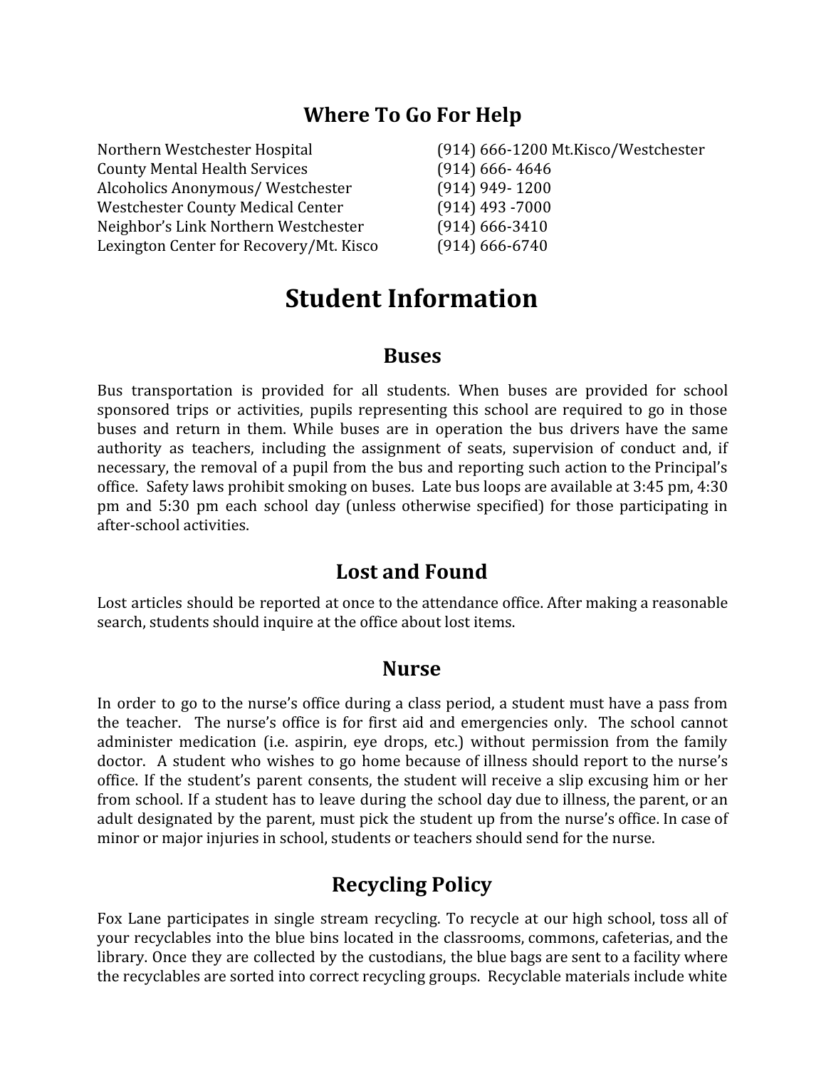## Where To Go For Help

| | |
|---|---|
| Northern Westchester Hospital | (914) 666-1200 Mt.Kisco/Westchester |
| County Mental Health Services | (914) 666- 4646 |
| Alcoholics Anonymous/ Westchester | (914) 949- 1200 |
| Westchester County Medical Center | (914) 493 -7000 |
| Neighbor's Link Northern Westchester | (914) 666-3410 |
| Lexington Center for Recovery/Mt. Kisco | (914) 666-6740 |

# Student Information

## Buses

Bus transportation is provided for all students. When buses are provided for school sponsored trips or activities, pupils representing this school are required to go in those buses and return in them. While buses are in operation the bus drivers have the same authority as teachers, including the assignment of seats, supervision of conduct and, if necessary, the removal of a pupil from the bus and reporting such action to the Principal's office. Safety laws prohibit smoking on buses. Late bus loops are available at 3:45 pm, 4:30 pm and 5:30 pm each school day (unless otherwise specified) for those participating in after-school activities.

## Lost and Found

Lost articles should be reported at once to the attendance office. After making a reasonable search, students should inquire at the office about lost items.

## Nurse

In order to go to the nurse's office during a class period, a student must have a pass from the teacher. The nurse's office is for first aid and emergencies only. The school cannot administer medication (i.e. aspirin, eye drops, etc.) without permission from the family doctor. A student who wishes to go home because of illness should report to the nurse's office. If the student's parent consents, the student will receive a slip excusing him or her from school. If a student has to leave during the school day due to illness, the parent, or an adult designated by the parent, must pick the student up from the nurse's office. In case of minor or major injuries in school, students or teachers should send for the nurse.

## Recycling Policy

Fox Lane participates in single stream recycling. To recycle at our high school, toss all of your recyclables into the blue bins located in the classrooms, commons, cafeterias, and the library. Once they are collected by the custodians, the blue bags are sent to a facility where the recyclables are sorted into correct recycling groups. Recyclable materials include white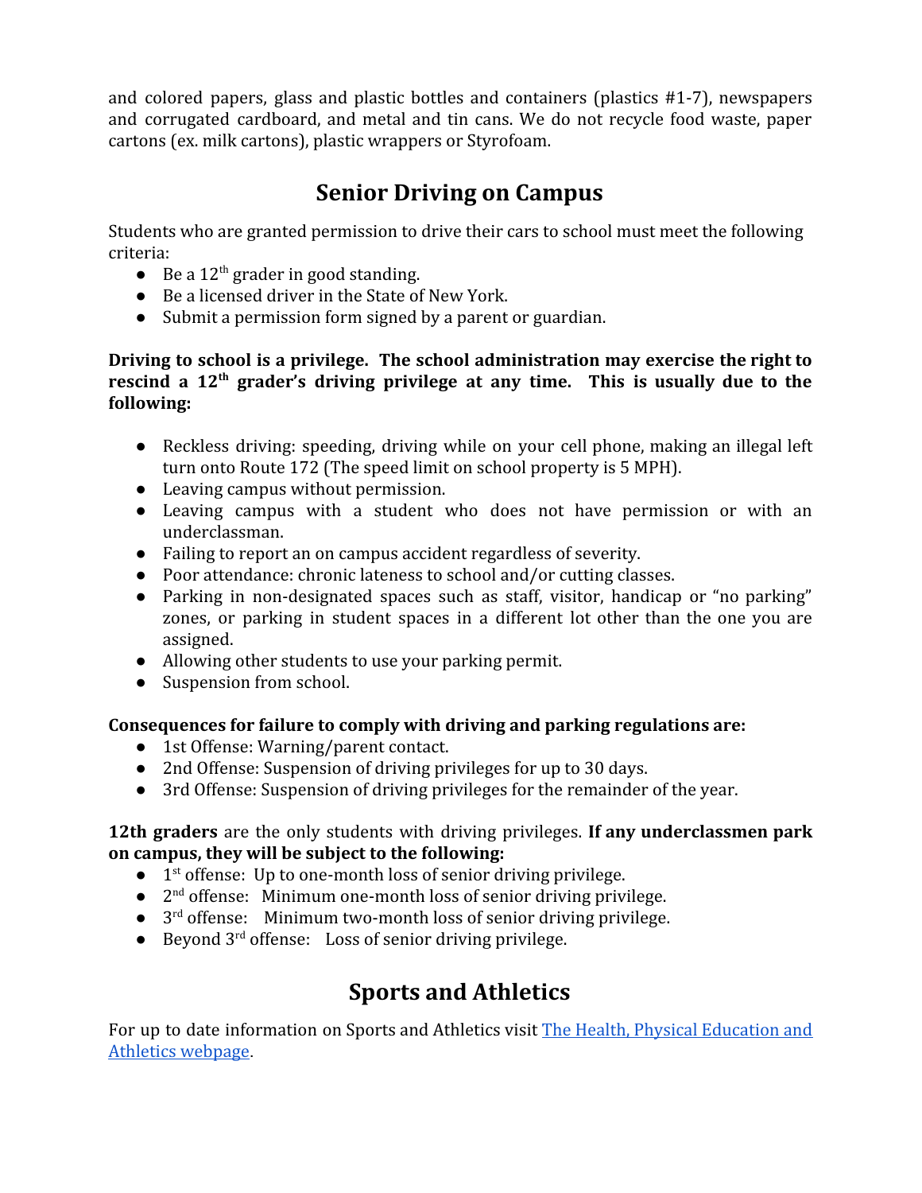and colored papers, glass and plastic bottles and containers (plastics #1-7), newspapers and corrugated cardboard, and metal and tin cans. We do not recycle food waste, paper cartons (ex. milk cartons), plastic wrappers or Styrofoam.

## Senior Driving on Campus

Students who are granted permission to drive their cars to school must meet the following criteria:

- Be a 12th grader in good standing.
- Be a licensed driver in the State of New York.
- Submit a permission form signed by a parent or guardian.

**Driving to school is a privilege. The school administration may exercise the right to rescind a 12th grader's driving privilege at any time. This is usually due to the following:**

- Reckless driving: speeding, driving while on your cell phone, making an illegal left turn onto Route 172 (The speed limit on school property is 5 MPH).
- Leaving campus without permission.
- Leaving campus with a student who does not have permission or with an underclassman.
- Failing to report an on campus accident regardless of severity.
- Poor attendance: chronic lateness to school and/or cutting classes.
- Parking in non-designated spaces such as staff, visitor, handicap or "no parking" zones, or parking in student spaces in a different lot other than the one you are assigned.
- Allowing other students to use your parking permit.
- Suspension from school.

**Consequences for failure to comply with driving and parking regulations are:**

- 1st Offense: Warning/parent contact.
- 2nd Offense: Suspension of driving privileges for up to 30 days.
- 3rd Offense: Suspension of driving privileges for the remainder of the year.

**12th graders** are the only students with driving privileges. **If any underclassmen park on campus, they will be subject to the following:**

- 1st offense: Up to one-month loss of senior driving privilege.
- 2nd offense: Minimum one-month loss of senior driving privilege.
- 3rd offense: Minimum two-month loss of senior driving privilege.
- Beyond 3rd offense: Loss of senior driving privilege.

## Sports and Athletics

For up to date information on Sports and Athletics visit [The Health, Physical Education and Athletics webpage](#).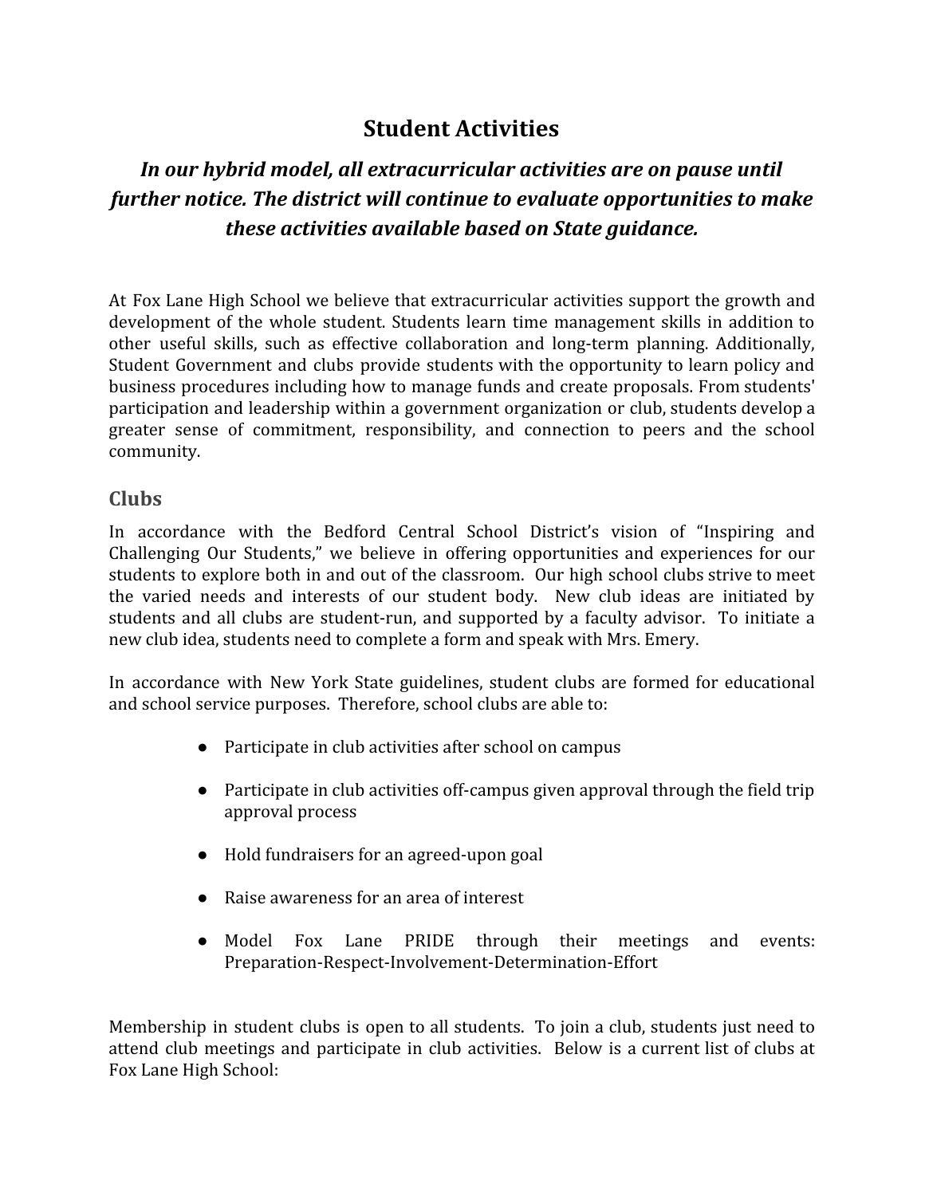# Student Activities

***In our hybrid model, all extracurricular activities are on pause until further notice. The district will continue to evaluate opportunities to make these activities available based on State guidance.***

At Fox Lane High School we believe that extracurricular activities support the growth and development of the whole student. Students learn time management skills in addition to other useful skills, such as effective collaboration and long-term planning. Additionally, Student Government and clubs provide students with the opportunity to learn policy and business procedures including how to manage funds and create proposals. From students' participation and leadership within a government organization or club, students develop a greater sense of commitment, responsibility, and connection to peers and the school community.

## Clubs

In accordance with the Bedford Central School District's vision of "Inspiring and Challenging Our Students," we believe in offering opportunities and experiences for our students to explore both in and out of the classroom. Our high school clubs strive to meet the varied needs and interests of our student body. New club ideas are initiated by students and all clubs are student-run, and supported by a faculty advisor. To initiate a new club idea, students need to complete a form and speak with Mrs. Emery.

In accordance with New York State guidelines, student clubs are formed for educational and school service purposes. Therefore, school clubs are able to:

- Participate in club activities after school on campus
- Participate in club activities off-campus given approval through the field trip approval process
- Hold fundraisers for an agreed-upon goal
- Raise awareness for an area of interest
- Model Fox Lane PRIDE through their meetings and events: Preparation-Respect-Involvement-Determination-Effort

Membership in student clubs is open to all students. To join a club, students just need to attend club meetings and participate in club activities. Below is a current list of clubs at Fox Lane High School: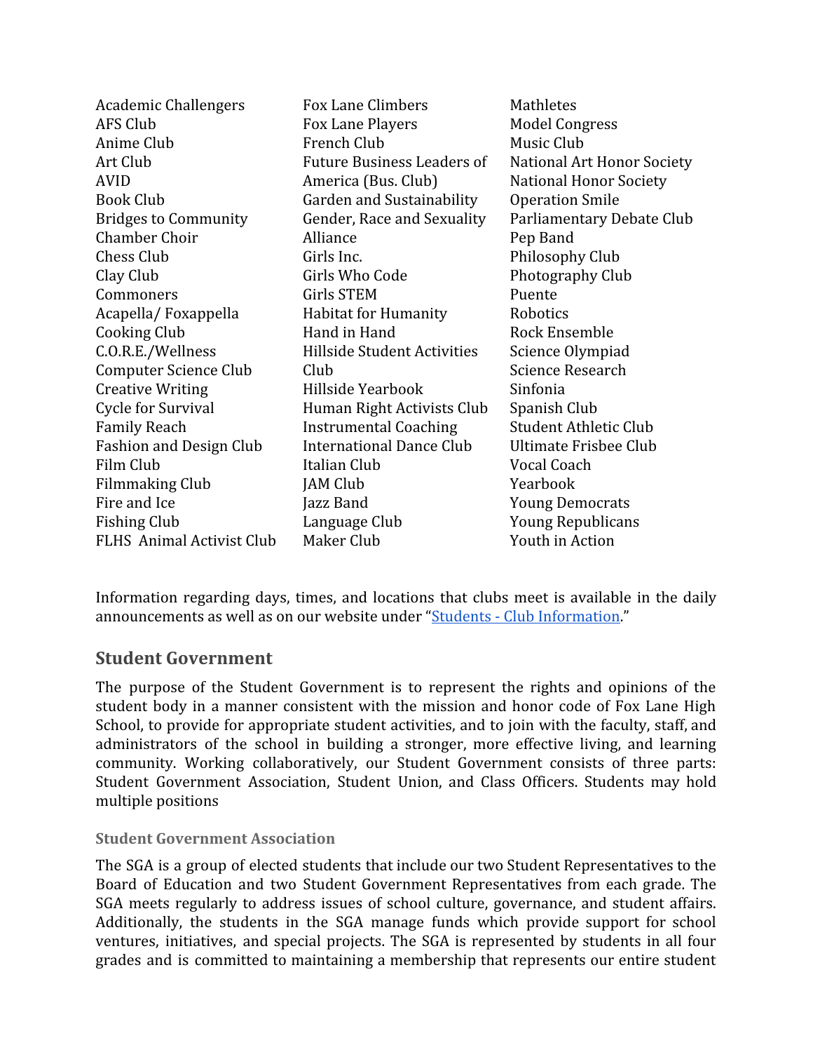- Academic Challengers
- AFS Club
- Anime Club
- Art Club
- AVID
- Book Club
- Bridges to Community
- Chamber Choir
- Chess Club
- Clay Club
- Commoners
- Acapella/ Foxappella
- Cooking Club
- C.O.R.E./Wellness
- Computer Science Club
- Creative Writing
- Cycle for Survival
- Family Reach
- Fashion and Design Club
- Film Club
- Filmmaking Club
- Fire and Ice
- Fishing Club
- FLHS Animal Activist Club
- Fox Lane Climbers
- Fox Lane Players
- French Club
- Future Business Leaders of America (Bus. Club)
- Garden and Sustainability
- Gender, Race and Sexuality Alliance
- Girls Inc.
- Girls Who Code
- Girls STEM
- Habitat for Humanity
- Hand in Hand
- Hillside Student Activities Club
- Hillside Yearbook
- Human Right Activists Club
- Instrumental Coaching
- International Dance Club
- Italian Club
- JAM Club
- Jazz Band
- Language Club
- Maker Club
- Mathletes
- Model Congress
- Music Club
- National Art Honor Society
- National Honor Society
- Operation Smile
- Parliamentary Debate Club
- Pep Band
- Philosophy Club
- Photography Club
- Puente
- Robotics
- Rock Ensemble
- Science Olympiad
- Science Research
- Sinfonia
- Spanish Club
- Student Athletic Club
- Ultimate Frisbee Club
- Vocal Coach
- Yearbook
- Young Democrats
- Young Republicans
- Youth in Action

Information regarding days, times, and locations that clubs meet is available in the daily announcements as well as on our website under "Students - Club Information."

## Student Government

The purpose of the Student Government is to represent the rights and opinions of the student body in a manner consistent with the mission and honor code of Fox Lane High School, to provide for appropriate student activities, and to join with the faculty, staff, and administrators of the school in building a stronger, more effective living, and learning community. Working collaboratively, our Student Government consists of three parts: Student Government Association, Student Union, and Class Officers. Students may hold multiple positions

### Student Government Association

The SGA is a group of elected students that include our two Student Representatives to the Board of Education and two Student Government Representatives from each grade. The SGA meets regularly to address issues of school culture, governance, and student affairs. Additionally, the students in the SGA manage funds which provide support for school ventures, initiatives, and special projects. The SGA is represented by students in all four grades and is committed to maintaining a membership that represents our entire student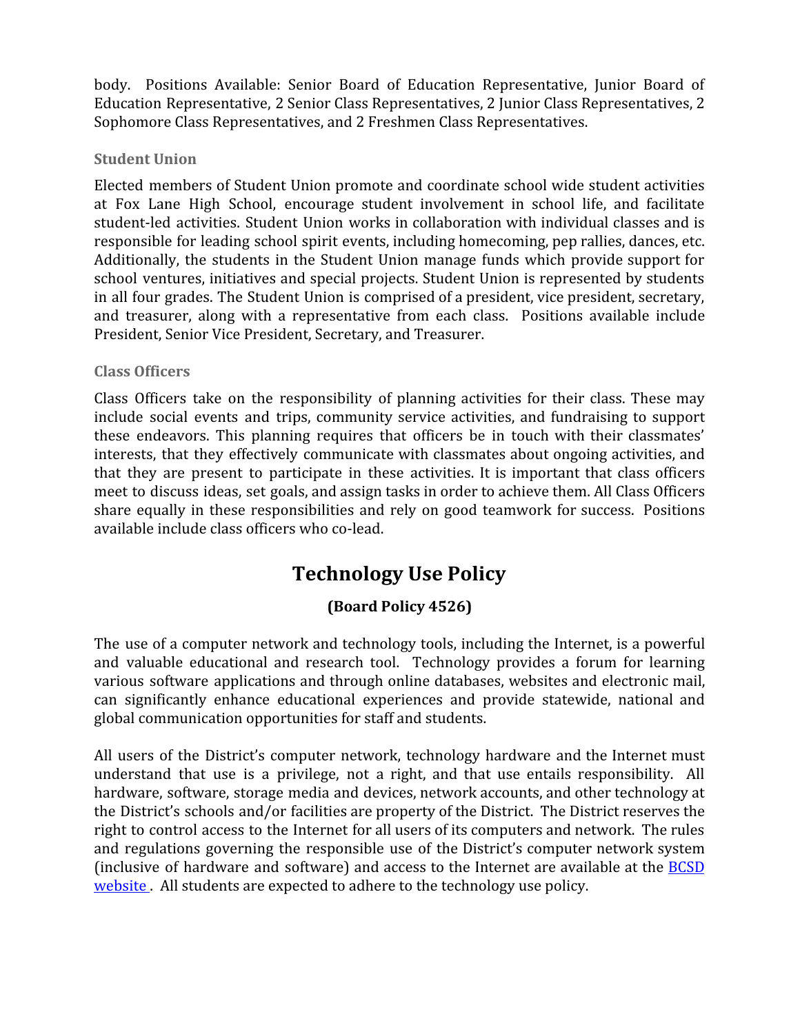body. Positions Available: Senior Board of Education Representative, Junior Board of Education Representative, 2 Senior Class Representatives, 2 Junior Class Representatives, 2 Sophomore Class Representatives, and 2 Freshmen Class Representatives.

### Student Union

Elected members of Student Union promote and coordinate school wide student activities at Fox Lane High School, encourage student involvement in school life, and facilitate student-led activities. Student Union works in collaboration with individual classes and is responsible for leading school spirit events, including homecoming, pep rallies, dances, etc. Additionally, the students in the Student Union manage funds which provide support for school ventures, initiatives and special projects. Student Union is represented by students in all four grades. The Student Union is comprised of a president, vice president, secretary, and treasurer, along with a representative from each class. Positions available include President, Senior Vice President, Secretary, and Treasurer.

### Class Officers

Class Officers take on the responsibility of planning activities for their class. These may include social events and trips, community service activities, and fundraising to support these endeavors. This planning requires that officers be in touch with their classmates' interests, that they effectively communicate with classmates about ongoing activities, and that they are present to participate in these activities. It is important that class officers meet to discuss ideas, set goals, and assign tasks in order to achieve them. All Class Officers share equally in these responsibilities and rely on good teamwork for success. Positions available include class officers who co-lead.

## Technology Use Policy

**(Board Policy 4526)**

The use of a computer network and technology tools, including the Internet, is a powerful and valuable educational and research tool. Technology provides a forum for learning various software applications and through online databases, websites and electronic mail, can significantly enhance educational experiences and provide statewide, national and global communication opportunities for staff and students.

All users of the District's computer network, technology hardware and the Internet must understand that use is a privilege, not a right, and that use entails responsibility. All hardware, software, storage media and devices, network accounts, and other technology at the District's schools and/or facilities are property of the District. The District reserves the right to control access to the Internet for all users of its computers and network. The rules and regulations governing the responsible use of the District's computer network system (inclusive of hardware and software) and access to the Internet are available at the BCSD website . All students are expected to adhere to the technology use policy.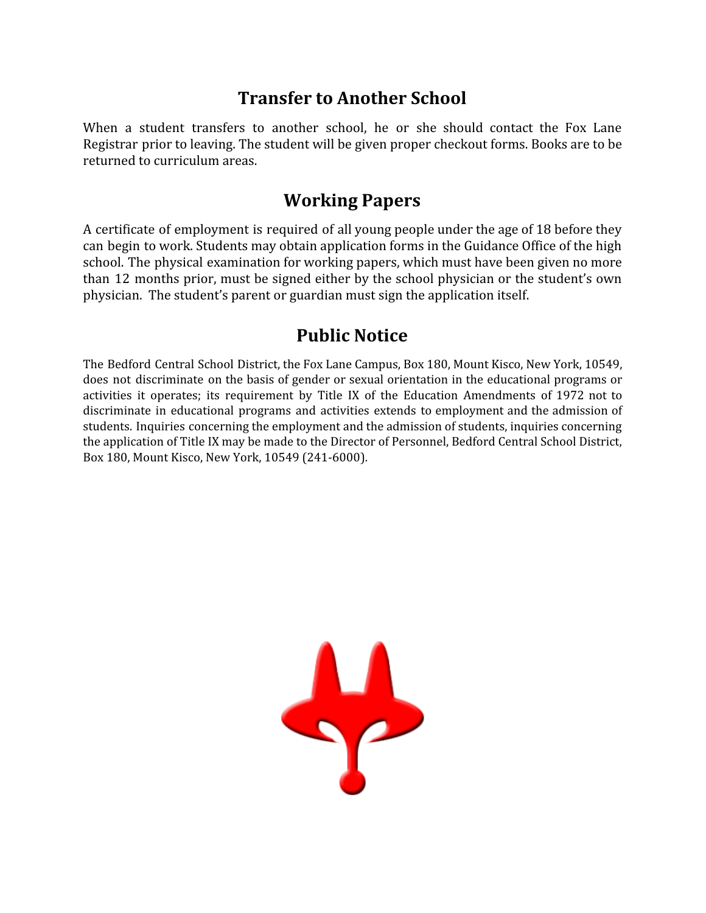## Transfer to Another School

When a student transfers to another school, he or she should contact the Fox Lane Registrar prior to leaving. The student will be given proper checkout forms. Books are to be returned to curriculum areas.

## Working Papers

A certificate of employment is required of all young people under the age of 18 before they can begin to work. Students may obtain application forms in the Guidance Office of the high school. The physical examination for working papers, which must have been given no more than 12 months prior, must be signed either by the school physician or the student's own physician. The student's parent or guardian must sign the application itself.

## Public Notice

The Bedford Central School District, the Fox Lane Campus, Box 180, Mount Kisco, New York, 10549, does not discriminate on the basis of gender or sexual orientation in the educational programs or activities it operates; its requirement by Title IX of the Education Amendments of 1972 not to discriminate in educational programs and activities extends to employment and the admission of students. Inquiries concerning the employment and the admission of students, inquiries concerning the application of Title IX may be made to the Director of Personnel, Bedford Central School District, Box 180, Mount Kisco, New York, 10549 (241-6000).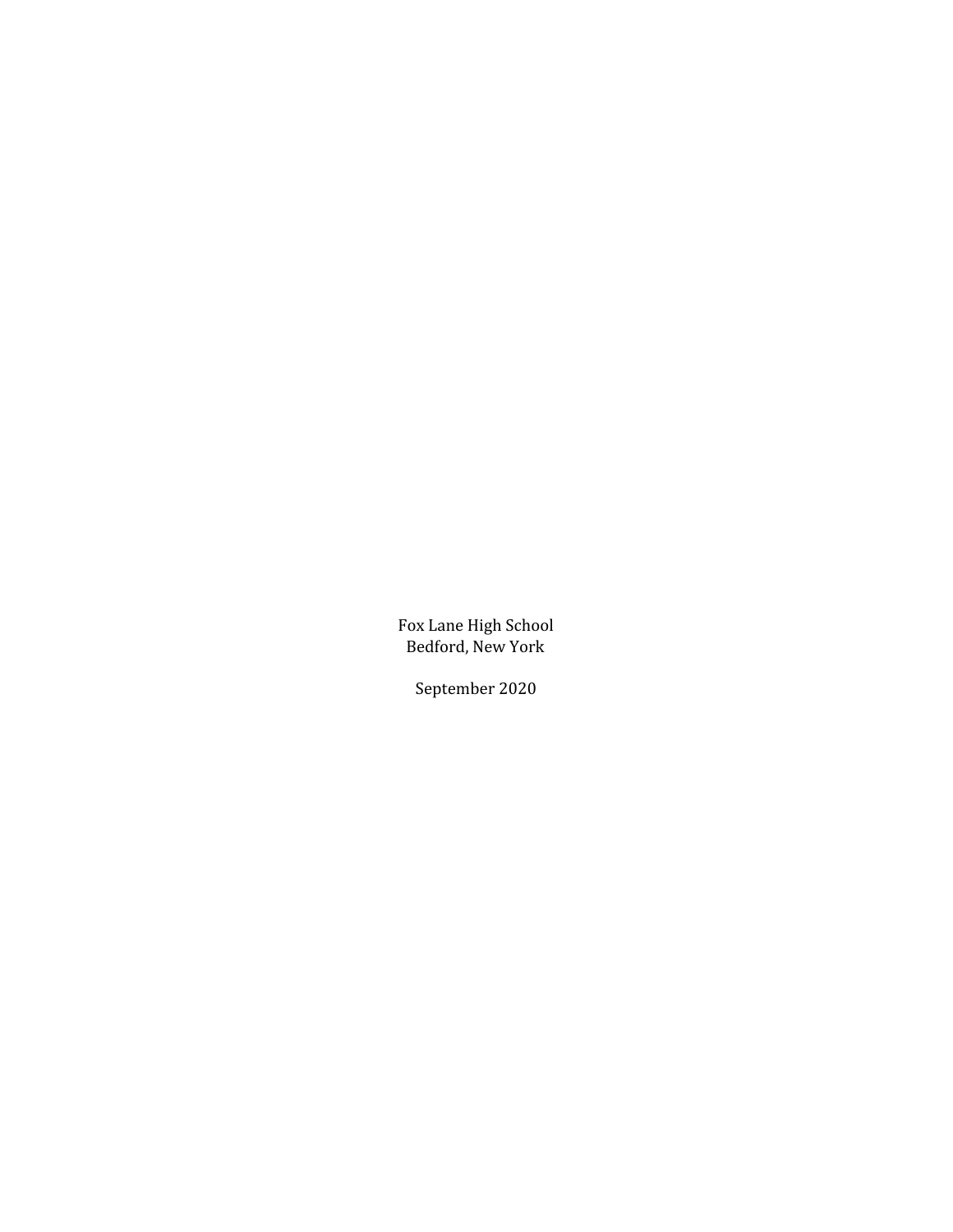Fox Lane High School
Bedford, New York

September 2020